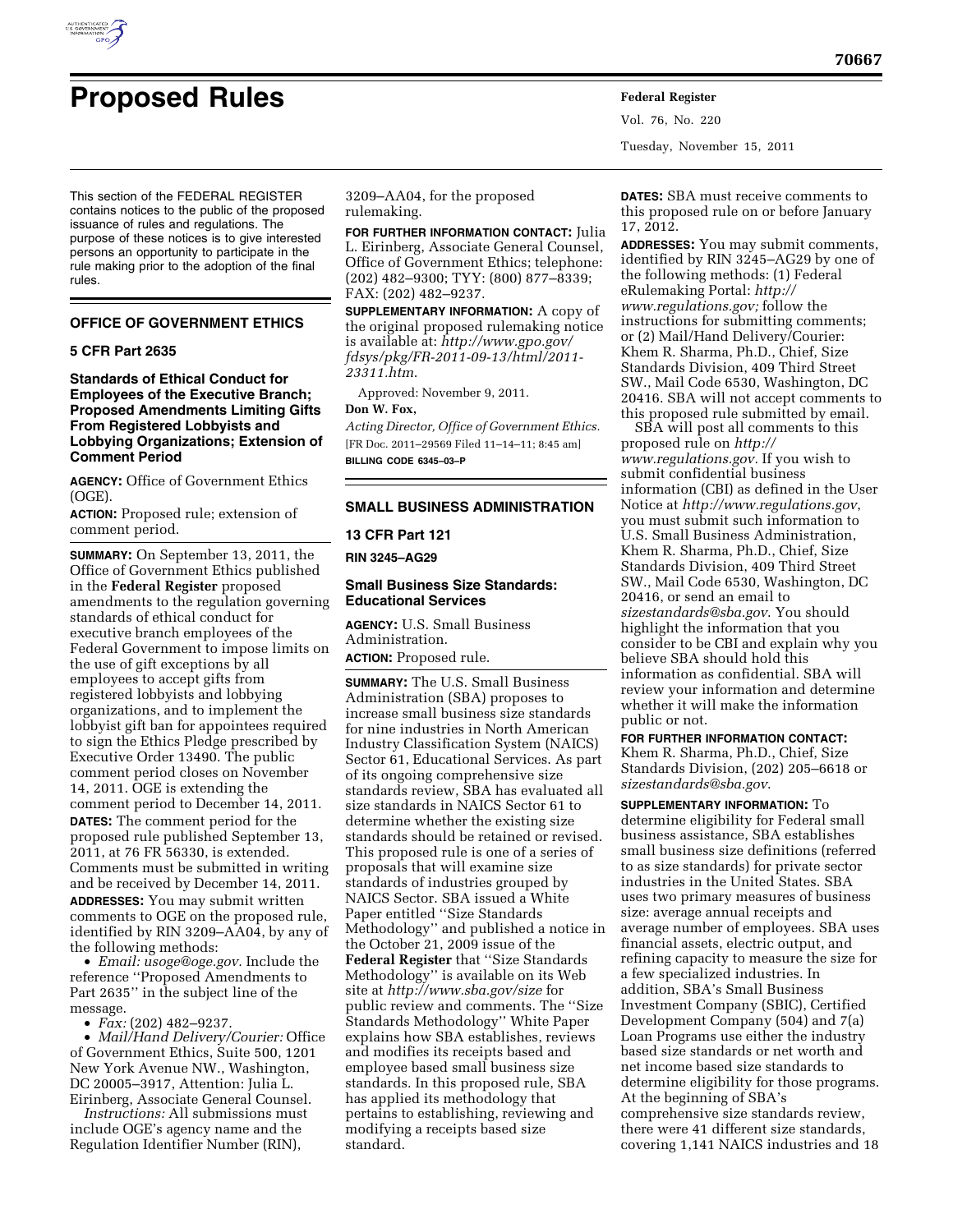# Proposed Rules

This section of the FEDERAL REGISTER contains notices to the public of the proposed issuance of rules and regulations. The purpose of these notices is to give interested persons an opportunity to participate in the rule making prior to the adoption of the final rules.

## OFFICE OF GOVERNMENT ETHICS

### 5 CFR Part 2635

### Standards of Ethical Conduct for Employees of the Executive Branch; Proposed Amendments Limiting Gifts From Registered Lobbyists and Lobbying Organizations; Extension of Comment Period

**AGENCY:** Office of Government Ethics (OGE).

**ACTION:** Proposed rule; extension of comment period.

**SUMMARY:** On September 13, 2011, the Office of Government Ethics published in the **Federal Register** proposed amendments to the regulation governing standards of ethical conduct for executive branch employees of the Federal Government to impose limits on the use of gift exceptions by all employees to accept gifts from registered lobbyists and lobbying organizations, and to implement the lobbyist gift ban for appointees required to sign the Ethics Pledge prescribed by Executive Order 13490. The public comment period closes on November 14, 2011. OGE is extending the comment period to December 14, 2011.

**DATES:** The comment period for the proposed rule published September 13, 2011, at 76 FR 56330, is extended. Comments must be submitted in writing and be received by December 14, 2011.

**ADDRESSES:** You may submit written comments to OGE on the proposed rule, identified by RIN 3209–AA04, by any of the following methods:

- *Email: usoge@oge.gov.* Include the reference ''Proposed Amendments to Part 2635'' in the subject line of the message.
- *Fax:* (202) 482–9237.
- *Mail/Hand Delivery/Courier:* Office of Government Ethics, Suite 500, 1201 New York Avenue NW., Washington, DC 20005–3917, Attention: Julia L. Eirinberg, Associate General Counsel.

*Instructions:* All submissions must include OGE's agency name and the Regulation Identifier Number (RIN), 3209–AA04, for the proposed rulemaking.

**FOR FURTHER INFORMATION CONTACT:** Julia L. Eirinberg, Associate General Counsel, Office of Government Ethics; telephone: (202) 482–9300; TYY: (800) 877–8339; FAX: (202) 482–9237.

**SUPPLEMENTARY INFORMATION:** A copy of the original proposed rulemaking notice is available at: *http://www.gpo.gov/fdsys/pkg/FR-2011-09-13/html/2011-23311.htm*.

Approved: November 9, 2011.

**Don W. Fox,**

*Acting Director, Office of Government Ethics.*

[FR Doc. 2011–29569 Filed 11–14–11; 8:45 am]

**BILLING CODE 6345–03–P**

## SMALL BUSINESS ADMINISTRATION

### 13 CFR Part 121

**RIN 3245–AG29**

### Small Business Size Standards: Educational Services

**AGENCY:** U.S. Small Business Administration.

**ACTION:** Proposed rule.

**SUMMARY:** The U.S. Small Business Administration (SBA) proposes to increase small business size standards for nine industries in North American Industry Classification System (NAICS) Sector 61, Educational Services. As part of its ongoing comprehensive size standards review, SBA has evaluated all size standards in NAICS Sector 61 to determine whether the existing size standards should be retained or revised. This proposed rule is one of a series of proposals that will examine size standards of industries grouped by NAICS Sector. SBA issued a White Paper entitled ''Size Standards Methodology'' and published a notice in the October 21, 2009 issue of the **Federal Register** that ''Size Standards Methodology'' is available on its Web site at *http://www.sba.gov/size* for public review and comments. The ''Size Standards Methodology'' White Paper explains how SBA establishes, reviews and modifies its receipts based and employee based small business size standards. In this proposed rule, SBA has applied its methodology that pertains to establishing, reviewing and modifying a receipts based size standard.

**DATES:** SBA must receive comments to this proposed rule on or before January 17, 2012.

**ADDRESSES:** You may submit comments, identified by RIN 3245–AG29 by one of the following methods: (1) Federal eRulemaking Portal: *http://www.regulations.gov;* follow the instructions for submitting comments; or (2) Mail/Hand Delivery/Courier: Khem R. Sharma, Ph.D., Chief, Size Standards Division, 409 Third Street SW., Mail Code 6530, Washington, DC 20416. SBA will not accept comments to this proposed rule submitted by email.

SBA will post all comments to this proposed rule on *http://www.regulations.gov*. If you wish to submit confidential business information (CBI) as defined in the User Notice at *http://www.regulations.gov*, you must submit such information to U.S. Small Business Administration, Khem R. Sharma, Ph.D., Chief, Size Standards Division, 409 Third Street SW., Mail Code 6530, Washington, DC 20416, or send an email to *sizestandards@sba.gov*. You should highlight the information that you consider to be CBI and explain why you believe SBA should hold this information as confidential. SBA will review your information and determine whether it will make the information public or not.

**FOR FURTHER INFORMATION CONTACT:** Khem R. Sharma, Ph.D., Chief, Size Standards Division, (202) 205–6618 or *sizestandards@sba.gov*.

**SUPPLEMENTARY INFORMATION:** To determine eligibility for Federal small business assistance, SBA establishes small business size definitions (referred to as size standards) for private sector industries in the United States. SBA uses two primary measures of business size: average annual receipts and average number of employees. SBA uses financial assets, electric output, and refining capacity to measure the size for a few specialized industries. In addition, SBA's Small Business Investment Company (SBIC), Certified Development Company (504) and 7(a) Loan Programs use either the industry based size standards or net worth and net income based size standards to determine eligibility for those programs. At the beginning of SBA's comprehensive size standards review, there were 41 different size standards, covering 1,141 NAICS industries and 18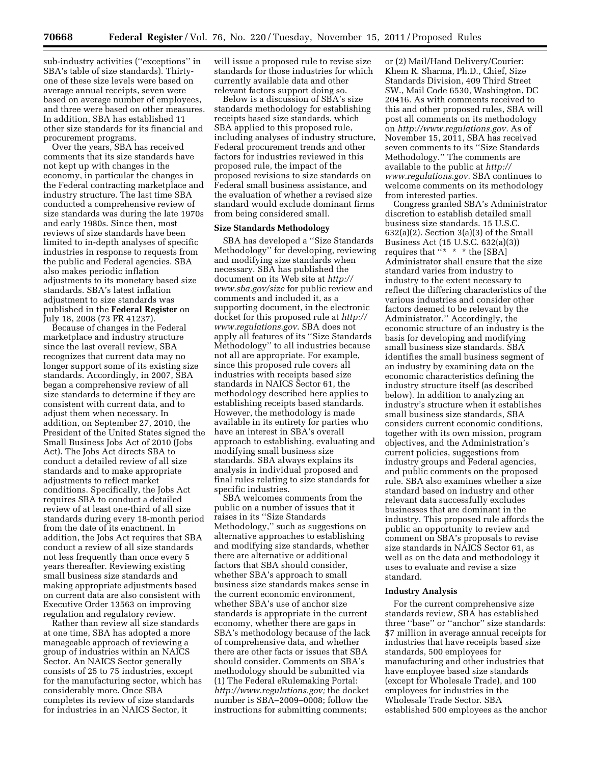sub-industry activities ("exceptions" in SBA's table of size standards). Thirty-one of these size levels were based on average annual receipts, seven were based on average number of employees, and three were based on other measures. In addition, SBA has established 11 other size standards for its financial and procurement programs.

Over the years, SBA has received comments that its size standards have not kept up with changes in the economy, in particular the changes in the Federal contracting marketplace and industry structure. The last time SBA conducted a comprehensive review of size standards was during the late 1970s and early 1980s. Since then, most reviews of size standards have been limited to in-depth analyses of specific industries in response to requests from the public and Federal agencies. SBA also makes periodic inflation adjustments to its monetary based size standards. SBA's latest inflation adjustment to size standards was published in the **Federal Register** on July 18, 2008 (73 FR 41237).

Because of changes in the Federal marketplace and industry structure since the last overall review, SBA recognizes that current data may no longer support some of its existing size standards. Accordingly, in 2007, SBA began a comprehensive review of all size standards to determine if they are consistent with current data, and to adjust them when necessary. In addition, on September 27, 2010, the President of the United States signed the Small Business Jobs Act of 2010 (Jobs Act). The Jobs Act directs SBA to conduct a detailed review of all size standards and to make appropriate adjustments to reflect market conditions. Specifically, the Jobs Act requires SBA to conduct a detailed review of at least one-third of all size standards during every 18-month period from the date of its enactment. In addition, the Jobs Act requires that SBA conduct a review of all size standards not less frequently than once every 5 years thereafter. Reviewing existing small business size standards and making appropriate adjustments based on current data are also consistent with Executive Order 13563 on improving regulation and regulatory review.

Rather than review all size standards at one time, SBA has adopted a more manageable approach of reviewing a group of industries within an NAICS Sector. An NAICS Sector generally consists of 25 to 75 industries, except for the manufacturing sector, which has considerably more. Once SBA completes its review of size standards for industries in an NAICS Sector, it will issue a proposed rule to revise size standards for those industries for which currently available data and other relevant factors support doing so.

Below is a discussion of SBA's size standards methodology for establishing receipts based size standards, which SBA applied to this proposed rule, including analyses of industry structure, Federal procurement trends and other factors for industries reviewed in this proposed rule, the impact of the proposed revisions to size standards on Federal small business assistance, and the evaluation of whether a revised size standard would exclude dominant firms from being considered small.

## Size Standards Methodology

SBA has developed a "Size Standards Methodology" for developing, reviewing and modifying size standards when necessary. SBA has published the document on its Web site at *http://www.sba.gov/size* for public review and comments and included it, as a supporting document, in the electronic docket for this proposed rule at *http://www.regulations.gov*. SBA does not apply all features of its "Size Standards Methodology" to all industries because not all are appropriate. For example, since this proposed rule covers all industries with receipts based size standards in NAICS Sector 61, the methodology described here applies to establishing receipts based standards. However, the methodology is made available in its entirety for parties who have an interest in SBA's overall approach to establishing, evaluating and modifying small business size standards. SBA always explains its analysis in individual proposed and final rules relating to size standards for specific industries.

SBA welcomes comments from the public on a number of issues that it raises in its "Size Standards Methodology," such as suggestions on alternative approaches to establishing and modifying size standards, whether there are alternative or additional factors that SBA should consider, whether SBA's approach to small business size standards makes sense in the current economic environment, whether SBA's use of anchor size standards is appropriate in the current economy, whether there are gaps in SBA's methodology because of the lack of comprehensive data, and whether there are other facts or issues that SBA should consider. Comments on SBA's methodology should be submitted via (1) The Federal eRulemaking Portal: *http://www.regulations.gov;* the docket number is SBA–2009–0008; follow the instructions for submitting comments; or (2) Mail/Hand Delivery/Courier: Khem R. Sharma, Ph.D., Chief, Size Standards Division, 409 Third Street SW., Mail Code 6530, Washington, DC 20416. As with comments received to this and other proposed rules, SBA will post all comments on its methodology on *http://www.regulations.gov.* As of November 15, 2011, SBA has received seven comments to its "Size Standards Methodology." The comments are available to the public at *http://www.regulations.gov*. SBA continues to welcome comments on its methodology from interested parties.

Congress granted SBA's Administrator discretion to establish detailed small business size standards. 15 U.S.C. 632(a)(2). Section 3(a)(3) of the Small Business Act (15 U.S.C. 632(a)(3)) requires that "* * * the [SBA] Administrator shall ensure that the size standard varies from industry to industry to the extent necessary to reflect the differing characteristics of the various industries and consider other factors deemed to be relevant by the Administrator." Accordingly, the economic structure of an industry is the basis for developing and modifying small business size standards. SBA identifies the small business segment of an industry by examining data on the economic characteristics defining the industry structure itself (as described below). In addition to analyzing an industry's structure when it establishes small business size standards, SBA considers current economic conditions, together with its own mission, program objectives, and the Administration's current policies, suggestions from industry groups and Federal agencies, and public comments on the proposed rule. SBA also examines whether a size standard based on industry and other relevant data successfully excludes businesses that are dominant in the industry. This proposed rule affords the public an opportunity to review and comment on SBA's proposals to revise size standards in NAICS Sector 61, as well as on the data and methodology it uses to evaluate and revise a size standard.

## Industry Analysis

For the current comprehensive size standards review, SBA has established three "base" or "anchor" size standards: $7 million in average annual receipts for industries that have receipts based size standards, 500 employees for manufacturing and other industries that have employee based size standards (except for Wholesale Trade), and 100 employees for industries in the Wholesale Trade Sector. SBA established 500 employees as the anchor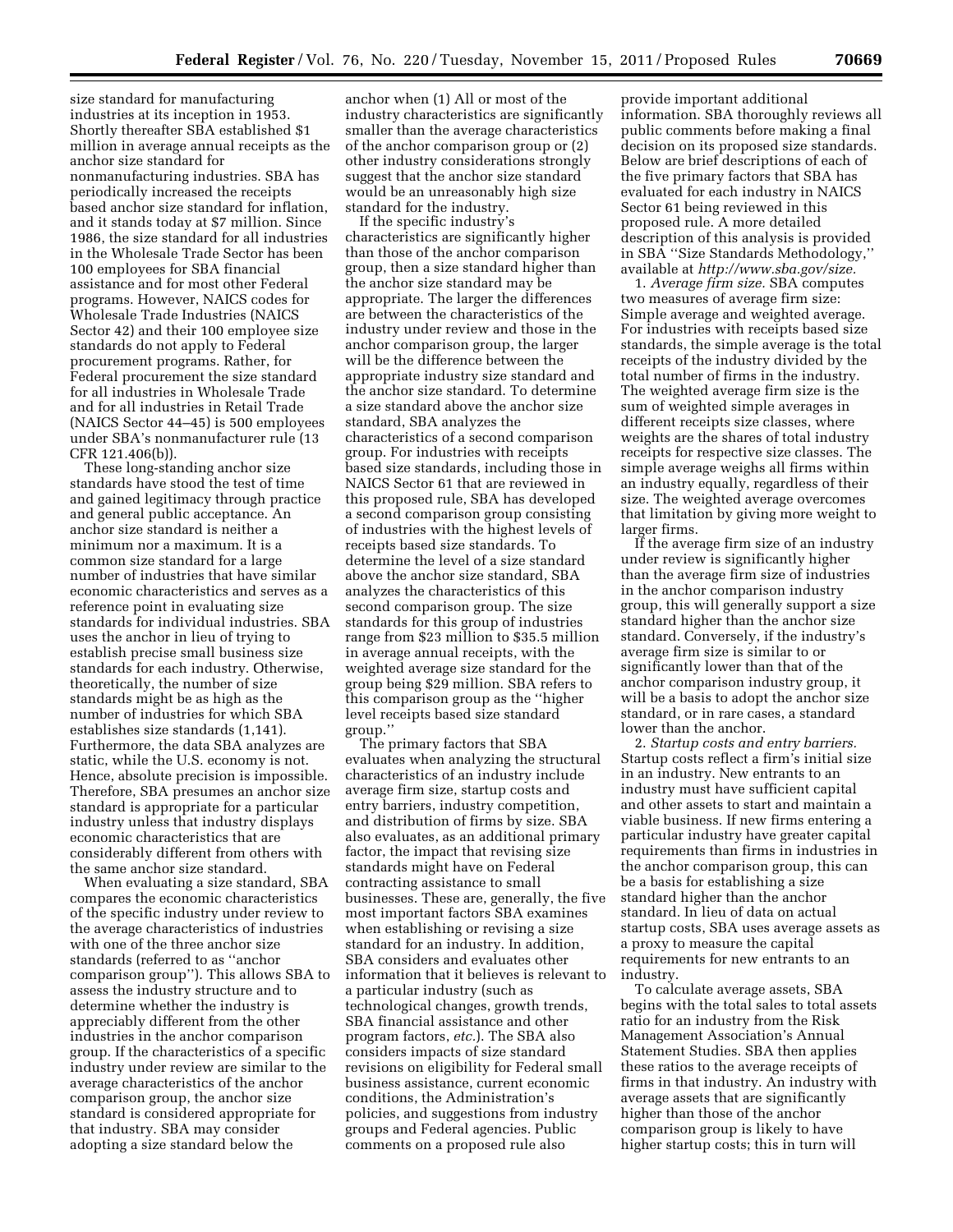size standard for manufacturing industries at its inception in 1953. Shortly thereafter SBA established $1 million in average annual receipts as the anchor size standard for nonmanufacturing industries. SBA has periodically increased the receipts based anchor size standard for inflation, and it stands today at $7 million. Since 1986, the size standard for all industries in the Wholesale Trade Sector has been 100 employees for SBA financial assistance and for most other Federal programs. However, NAICS codes for Wholesale Trade Industries (NAICS Sector 42) and their 100 employee size standards do not apply to Federal procurement programs. Rather, for Federal procurement the size standard for all industries in Wholesale Trade and for all industries in Retail Trade (NAICS Sector 44–45) is 500 employees under SBA's nonmanufacturer rule (13 CFR 121.406(b)).

These long-standing anchor size standards have stood the test of time and gained legitimacy through practice and general public acceptance. An anchor size standard is neither a minimum nor a maximum. It is a common size standard for a large number of industries that have similar economic characteristics and serves as a reference point in evaluating size standards for individual industries. SBA uses the anchor in lieu of trying to establish precise small business size standards for each industry. Otherwise, theoretically, the number of size standards might be as high as the number of industries for which SBA establishes size standards (1,141). Furthermore, the data SBA analyzes are static, while the U.S. economy is not. Hence, absolute precision is impossible. Therefore, SBA presumes an anchor size standard is appropriate for a particular industry unless that industry displays economic characteristics that are considerably different from others with the same anchor size standard.

When evaluating a size standard, SBA compares the economic characteristics of the specific industry under review to the average characteristics of industries with one of the three anchor size standards (referred to as "anchor comparison group"). This allows SBA to assess the industry structure and to determine whether the industry is appreciably different from the other industries in the anchor comparison group. If the characteristics of a specific industry under review are similar to the average characteristics of the anchor comparison group, the anchor size standard is considered appropriate for that industry. SBA may consider adopting a size standard below the anchor when (1) All or most of the industry characteristics are significantly smaller than the average characteristics of the anchor comparison group or (2) other industry considerations strongly suggest that the anchor size standard would be an unreasonably high size standard for the industry.

If the specific industry's characteristics are significantly higher than those of the anchor comparison group, then a size standard higher than the anchor size standard may be appropriate. The larger the differences are between the characteristics of the industry under review and those in the anchor comparison group, the larger will be the difference between the appropriate industry size standard and the anchor size standard. To determine a size standard above the anchor size standard, SBA analyzes the characteristics of a second comparison group. For industries with receipts based size standards, including those in NAICS Sector 61 that are reviewed in this proposed rule, SBA has developed a second comparison group consisting of industries with the highest levels of receipts based size standards. To determine the level of a size standard above the anchor size standard, SBA analyzes the characteristics of this second comparison group. The size standards for this group of industries range from $23 million to $35.5 million in average annual receipts, with the weighted average size standard for the group being $29 million. SBA refers to this comparison group as the "higher level receipts based size standard group."

The primary factors that SBA evaluates when analyzing the structural characteristics of an industry include average firm size, startup costs and entry barriers, industry competition, and distribution of firms by size. SBA also evaluates, as an additional primary factor, the impact that revising size standards might have on Federal contracting assistance to small businesses. These are, generally, the five most important factors SBA examines when establishing or revising a size standard for an industry. In addition, SBA considers and evaluates other information that it believes is relevant to a particular industry (such as technological changes, growth trends, SBA financial assistance and other program factors, *etc.*). The SBA also considers impacts of size standard revisions on eligibility for Federal small business assistance, current economic conditions, the Administration's policies, and suggestions from industry groups and Federal agencies. Public comments on a proposed rule also provide important additional information. SBA thoroughly reviews all public comments before making a final decision on its proposed size standards. Below are brief descriptions of each of the five primary factors that SBA has evaluated for each industry in NAICS Sector 61 being reviewed in this proposed rule. A more detailed description of this analysis is provided in SBA "Size Standards Methodology," available at *http://www.sba.gov/size.*

1. *Average firm size.* SBA computes two measures of average firm size: Simple average and weighted average. For industries with receipts based size standards, the simple average is the total receipts of the industry divided by the total number of firms in the industry. The weighted average firm size is the sum of weighted simple averages in different receipts size classes, where weights are the shares of total industry receipts for respective size classes. The simple average weighs all firms within an industry equally, regardless of their size. The weighted average overcomes that limitation by giving more weight to larger firms.

If the average firm size of an industry under review is significantly higher than the average firm size of industries in the anchor comparison industry group, this will generally support a size standard higher than the anchor size standard. Conversely, if the industry's average firm size is similar to or significantly lower than that of the anchor comparison industry group, it will be a basis to adopt the anchor size standard, or in rare cases, a standard lower than the anchor.

2. *Startup costs and entry barriers.* Startup costs reflect a firm's initial size in an industry. New entrants to an industry must have sufficient capital and other assets to start and maintain a viable business. If new firms entering a particular industry have greater capital requirements than firms in industries in the anchor comparison group, this can be a basis for establishing a size standard higher than the anchor standard. In lieu of data on actual startup costs, SBA uses average assets as a proxy to measure the capital requirements for new entrants to an industry.

To calculate average assets, SBA begins with the total sales to total assets ratio for an industry from the Risk Management Association's Annual Statement Studies. SBA then applies these ratios to the average receipts of firms in that industry. An industry with average assets that are significantly higher than those of the anchor comparison group is likely to have higher startup costs; this in turn will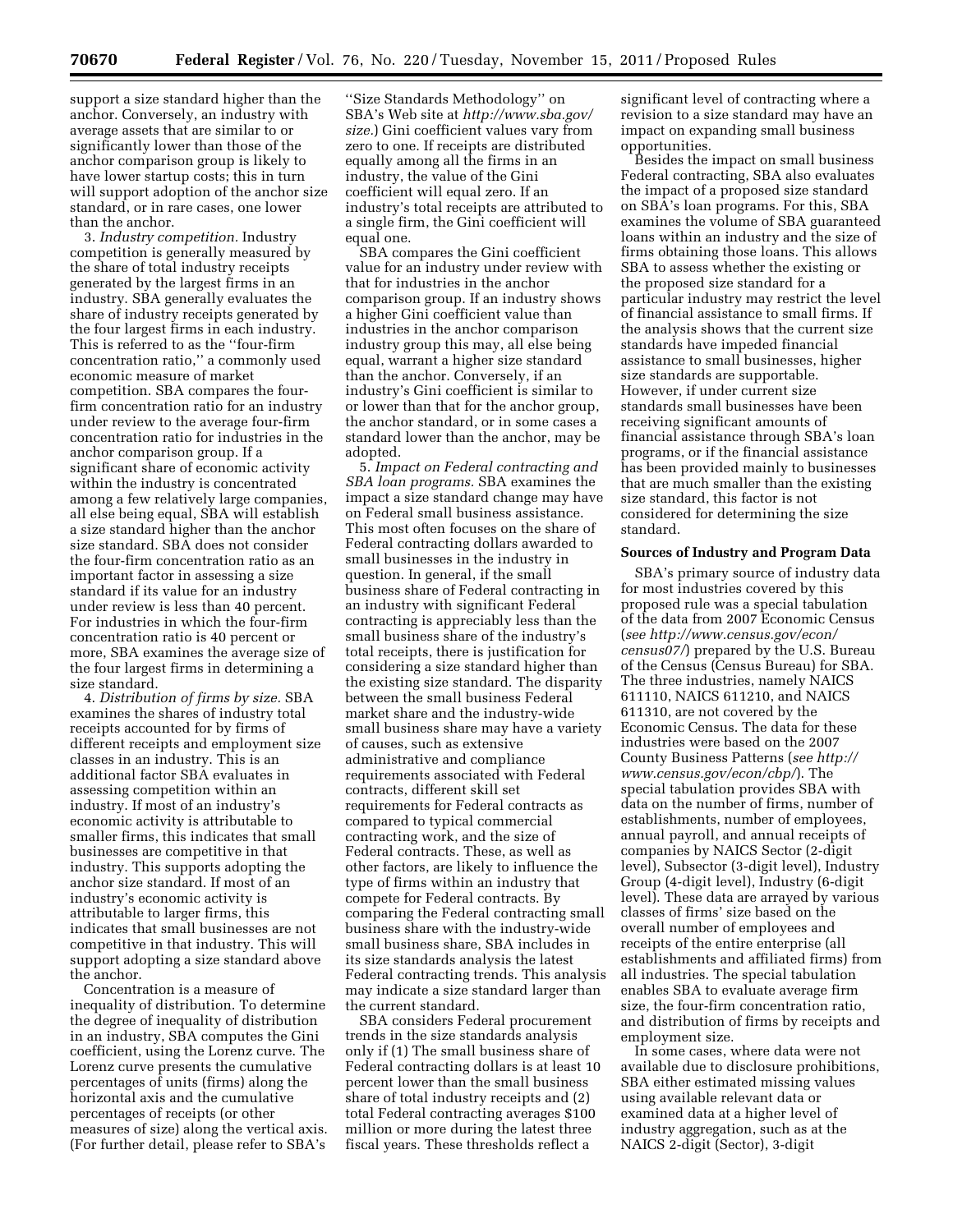support a size standard higher than the anchor. Conversely, an industry with average assets that are similar to or significantly lower than those of the anchor comparison group is likely to have lower startup costs; this in turn will support adoption of the anchor size standard, or in rare cases, one lower than the anchor.

3. *Industry competition.* Industry competition is generally measured by the share of total industry receipts generated by the largest firms in an industry. SBA generally evaluates the share of industry receipts generated by the four largest firms in each industry. This is referred to as the ''four-firm concentration ratio,'' a commonly used economic measure of market competition. SBA compares the four-firm concentration ratio for an industry under review to the average four-firm concentration ratio for industries in the anchor comparison group. If a significant share of economic activity within the industry is concentrated among a few relatively large companies, all else being equal, SBA will establish a size standard higher than the anchor size standard. SBA does not consider the four-firm concentration ratio as an important factor in assessing a size standard if its value for an industry under review is less than 40 percent. For industries in which the four-firm concentration ratio is 40 percent or more, SBA examines the average size of the four largest firms in determining a size standard.

4. *Distribution of firms by size.* SBA examines the shares of industry total receipts accounted for by firms of different receipts and employment size classes in an industry. This is an additional factor SBA evaluates in assessing competition within an industry. If most of an industry's economic activity is attributable to smaller firms, this indicates that small businesses are competitive in that industry. This supports adopting the anchor size standard. If most of an industry's economic activity is attributable to larger firms, this indicates that small businesses are not competitive in that industry. This will support adopting a size standard above the anchor.

Concentration is a measure of inequality of distribution. To determine the degree of inequality of distribution in an industry, SBA computes the Gini coefficient, using the Lorenz curve. The Lorenz curve presents the cumulative percentages of units (firms) along the horizontal axis and the cumulative percentages of receipts (or other measures of size) along the vertical axis. (For further detail, please refer to SBA's ''Size Standards Methodology'' on SBA's Web site at *http://www.sba.gov/size*.) Gini coefficient values vary from zero to one. If receipts are distributed equally among all the firms in an industry, the value of the Gini coefficient will equal zero. If an industry's total receipts are attributed to a single firm, the Gini coefficient will equal one.

SBA compares the Gini coefficient value for an industry under review with that for industries in the anchor comparison group. If an industry shows a higher Gini coefficient value than industries in the anchor comparison industry group this may, all else being equal, warrant a higher size standard than the anchor. Conversely, if an industry's Gini coefficient is similar to or lower than that for the anchor group, the anchor standard, or in some cases a standard lower than the anchor, may be adopted.

5. *Impact on Federal contracting and SBA loan programs.* SBA examines the impact a size standard change may have on Federal small business assistance. This most often focuses on the share of Federal contracting dollars awarded to small businesses in the industry in question. In general, if the small business share of Federal contracting in an industry with significant Federal contracting is appreciably less than the small business share of the industry's total receipts, there is justification for considering a size standard higher than the existing size standard. The disparity between the small business Federal market share and the industry-wide small business share may have a variety of causes, such as extensive administrative and compliance requirements associated with Federal contracts, different skill set requirements for Federal contracts as compared to typical commercial contracting work, and the size of Federal contracts. These, as well as other factors, are likely to influence the type of firms within an industry that compete for Federal contracts. By comparing the Federal contracting small business share with the industry-wide small business share, SBA includes in its size standards analysis the latest Federal contracting trends. This analysis may indicate a size standard larger than the current standard.

SBA considers Federal procurement trends in the size standards analysis only if (1) The small business share of Federal contracting dollars is at least 10 percent lower than the small business share of total industry receipts and (2) total Federal contracting averages $100 million or more during the latest three fiscal years. These thresholds reflect a significant level of contracting where a revision to a size standard may have an impact on expanding small business opportunities.

Besides the impact on small business Federal contracting, SBA also evaluates the impact of a proposed size standard on SBA's loan programs. For this, SBA examines the volume of SBA guaranteed loans within an industry and the size of firms obtaining those loans. This allows SBA to assess whether the existing or the proposed size standard for a particular industry may restrict the level of financial assistance to small firms. If the analysis shows that the current size standards have impeded financial assistance to small businesses, higher size standards are supportable. However, if under current size standards small businesses have been receiving significant amounts of financial assistance through SBA's loan programs, or if the financial assistance has been provided mainly to businesses that are much smaller than the existing size standard, this factor is not considered for determining the size standard.

**Sources of Industry and Program Data**

SBA's primary source of industry data for most industries covered by this proposed rule was a special tabulation of the data from 2007 Economic Census (*see http://www.census.gov/econ/census07/*) prepared by the U.S. Bureau of the Census (Census Bureau) for SBA. The three industries, namely NAICS 611110, NAICS 611210, and NAICS 611310, are not covered by the Economic Census. The data for these industries were based on the 2007 County Business Patterns (*see http://www.census.gov/econ/cbp/*). The special tabulation provides SBA with data on the number of firms, number of establishments, number of employees, annual payroll, and annual receipts of companies by NAICS Sector (2-digit level), Subsector (3-digit level), Industry Group (4-digit level), Industry (6-digit level). These data are arrayed by various classes of firms' size based on the overall number of employees and receipts of the entire enterprise (all establishments and affiliated firms) from all industries. The special tabulation enables SBA to evaluate average firm size, the four-firm concentration ratio, and distribution of firms by receipts and employment size.

In some cases, where data were not available due to disclosure prohibitions, SBA either estimated missing values using available relevant data or examined data at a higher level of industry aggregation, such as at the NAICS 2-digit (Sector), 3-digit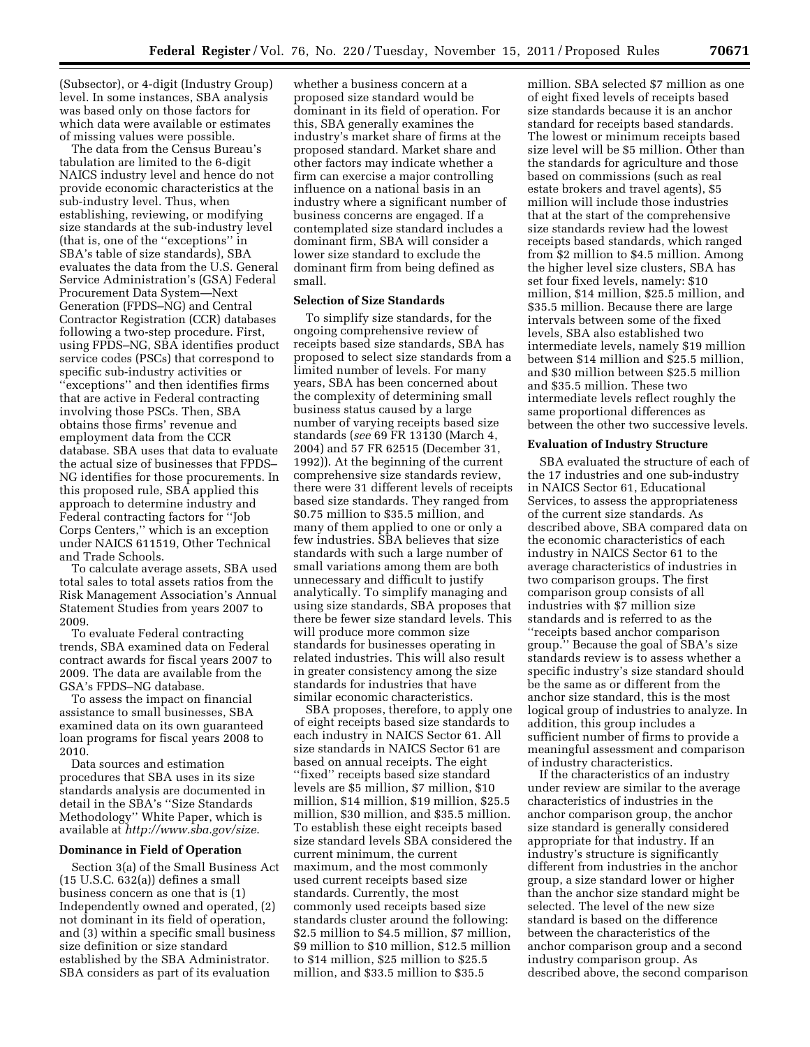(Subsector), or 4-digit (Industry Group) level. In some instances, SBA analysis was based only on those factors for which data were available or estimates of missing values were possible.

The data from the Census Bureau's tabulation are limited to the 6-digit NAICS industry level and hence do not provide economic characteristics at the sub-industry level. Thus, when establishing, reviewing, or modifying size standards at the sub-industry level (that is, one of the ''exceptions'' in SBA's table of size standards), SBA evaluates the data from the U.S. General Service Administration's (GSA) Federal Procurement Data System—Next Generation (FPDS–NG) and Central Contractor Registration (CCR) databases following a two-step procedure. First, using FPDS–NG, SBA identifies product service codes (PSCs) that correspond to specific sub-industry activities or ''exceptions'' and then identifies firms that are active in Federal contracting involving those PSCs. Then, SBA obtains those firms' revenue and employment data from the CCR database. SBA uses that data to evaluate the actual size of businesses that FPDS–NG identifies for those procurements. In this proposed rule, SBA applied this approach to determine industry and Federal contracting factors for ''Job Corps Centers,'' which is an exception under NAICS 611519, Other Technical and Trade Schools.

To calculate average assets, SBA used total sales to total assets ratios from the Risk Management Association's Annual Statement Studies from years 2007 to 2009.

To evaluate Federal contracting trends, SBA examined data on Federal contract awards for fiscal years 2007 to 2009. The data are available from the GSA's FPDS–NG database.

To assess the impact on financial assistance to small businesses, SBA examined data on its own guaranteed loan programs for fiscal years 2008 to 2010.

Data sources and estimation procedures that SBA uses in its size standards analysis are documented in detail in the SBA's ''Size Standards Methodology'' White Paper, which is available at *http://www.sba.gov/size*.

## Dominance in Field of Operation

Section 3(a) of the Small Business Act (15 U.S.C. 632(a)) defines a small business concern as one that is (1) Independently owned and operated, (2) not dominant in its field of operation, and (3) within a specific small business size definition or size standard established by the SBA Administrator. SBA considers as part of its evaluation whether a business concern at a proposed size standard would be dominant in its field of operation. For this, SBA generally examines the industry's market share of firms at the proposed standard. Market share and other factors may indicate whether a firm can exercise a major controlling influence on a national basis in an industry where a significant number of business concerns are engaged. If a contemplated size standard includes a dominant firm, SBA will consider a lower size standard to exclude the dominant firm from being defined as small.

## Selection of Size Standards

To simplify size standards, for the ongoing comprehensive review of receipts based size standards, SBA has proposed to select size standards from a limited number of levels. For many years, SBA has been concerned about the complexity of determining small business status caused by a large number of varying receipts based size standards (*see* 69 FR 13130 (March 4, 2004) and 57 FR 62515 (December 31, 1992)). At the beginning of the current comprehensive size standards review, there were 31 different levels of receipts based size standards. They ranged from $0.75 million to $35.5 million, and many of them applied to one or only a few industries. SBA believes that size standards with such a large number of small variations among them are both unnecessary and difficult to justify analytically. To simplify managing and using size standards, SBA proposes that there be fewer size standard levels. This will produce more common size standards for businesses operating in related industries. This will also result in greater consistency among the size standards for industries that have similar economic characteristics.

SBA proposes, therefore, to apply one of eight receipts based size standards to each industry in NAICS Sector 61. All size standards in NAICS Sector 61 are based on annual receipts. The eight ''fixed'' receipts based size standard levels are $5 million, $7 million, $10 million, $14 million, $19 million, $25.5 million, $30 million, and $35.5 million. To establish these eight receipts based size standard levels SBA considered the current minimum, the current maximum, and the most commonly used current receipts based size standards. Currently, the most commonly used receipts based size standards cluster around the following: $2.5 million to $4.5 million, $7 million, $9 million to $10 million, $12.5 million to $14 million, $25 million to $25.5 million, and $33.5 million to $35.5 million. SBA selected $7 million as one of eight fixed levels of receipts based size standards because it is an anchor standard for receipts based standards. The lowest or minimum receipts based size level will be $5 million. Other than the standards for agriculture and those based on commissions (such as real estate brokers and travel agents), $5 million will include those industries that at the start of the comprehensive size standards review had the lowest receipts based standards, which ranged from $2 million to $4.5 million. Among the higher level size clusters, SBA has set four fixed levels, namely: $10 million, $14 million, $25.5 million, and $35.5 million. Because there are large intervals between some of the fixed levels, SBA also established two intermediate levels, namely $19 million between $14 million and $25.5 million, and $30 million between $25.5 million and $35.5 million. These two intermediate levels reflect roughly the same proportional differences as between the other two successive levels.

## Evaluation of Industry Structure

SBA evaluated the structure of each of the 17 industries and one sub-industry in NAICS Sector 61, Educational Services, to assess the appropriateness of the current size standards. As described above, SBA compared data on the economic characteristics of each industry in NAICS Sector 61 to the average characteristics of industries in two comparison groups. The first comparison group consists of all industries with $7 million size standards and is referred to as the ''receipts based anchor comparison group.'' Because the goal of SBA's size standards review is to assess whether a specific industry's size standard should be the same as or different from the anchor size standard, this is the most logical group of industries to analyze. In addition, this group includes a sufficient number of firms to provide a meaningful assessment and comparison of industry characteristics.

If the characteristics of an industry under review are similar to the average characteristics of industries in the anchor comparison group, the anchor size standard is generally considered appropriate for that industry. If an industry's structure is significantly different from industries in the anchor group, a size standard lower or higher than the anchor size standard might be selected. The level of the new size standard is based on the difference between the characteristics of the anchor comparison group and a second industry comparison group. As described above, the second comparison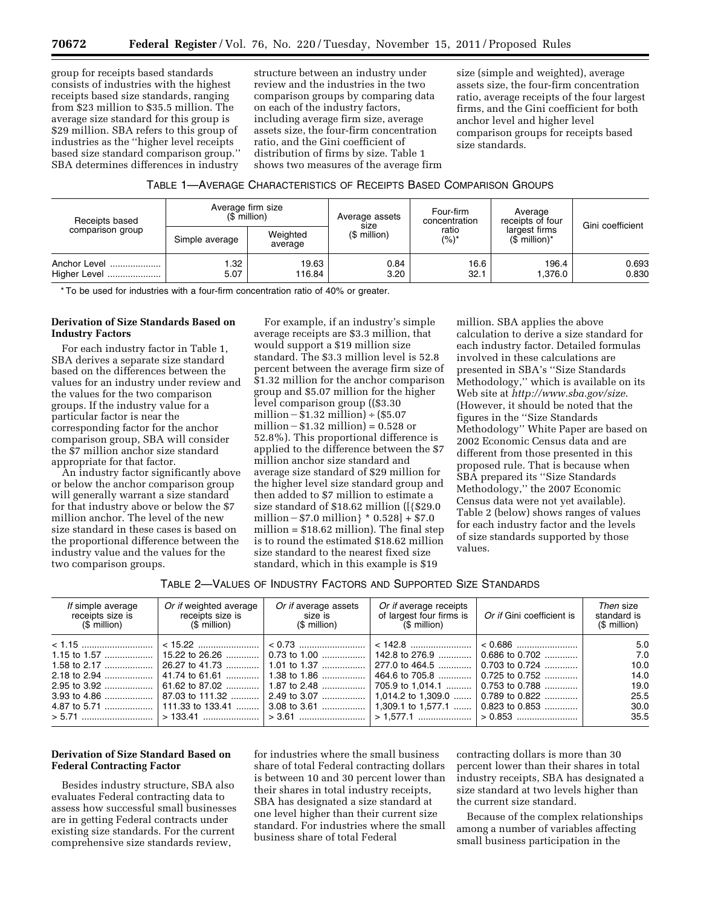group for receipts based standards consists of industries with the highest receipts based size standards, ranging from $23 million to $35.5 million. The average size standard for this group is $29 million. SBA refers to this group of industries as the ''higher level receipts based size standard comparison group.'' SBA determines differences in industry structure between an industry under review and the industries in the two comparison groups by comparing data on each of the industry factors, including average firm size, average assets size, the four-firm concentration ratio, and the Gini coefficient of distribution of firms by size. Table 1 shows two measures of the average firm size (simple and weighted), average assets size, the four-firm concentration ratio, average receipts of the four largest firms, and the Gini coefficient for both anchor level and higher level comparison groups for receipts based size standards.

TABLE 1—AVERAGE CHARACTERISTICS OF RECEIPTS BASED COMPARISON GROUPS

| Receipts based comparison group | Average firm size ($ million) | | Average assets size ($ million) | Four-firm concentration ratio (%)* | Average receipts of four largest firms ($ million)* | Gini coefficient |
|---|---|---|---|---|---|---|
| | Simple average | Weighted average | | | | |
| Anchor Level | 1.32 | 19.63 | 0.84 | 16.6 | 196.4 | 0.693 |
| Higher Level | 5.07 | 116.84 | 3.20 | 32.1 | 1,376.0 | 0.830 |

* To be used for industries with a four-firm concentration ratio of 40% or greater.

**Derivation of Size Standards Based on Industry Factors**

For each industry factor in Table 1, SBA derives a separate size standard based on the differences between the values for an industry under review and the values for the two comparison groups. If the industry value for a particular factor is near the corresponding factor for the anchor comparison group, SBA will consider the $7 million anchor size standard appropriate for that factor.

An industry factor significantly above or below the anchor comparison group will generally warrant a size standard for that industry above or below the $7 million anchor. The level of the new size standard in these cases is based on the proportional difference between the industry value and the values for the two comparison groups.

For example, if an industry's simple average receipts are $3.3 million, that would support a $19 million size standard. The $3.3 million level is 52.8 percent between the average firm size of $1.32 million for the anchor comparison group and $5.07 million for the higher level comparison group (($3.30 million − $1.32 million) ÷ ($5.07 million − $1.32 million) = 0.528 or 52.8%). This proportional difference is applied to the difference between the $7 million anchor size standard and average size standard of $29 million for the higher level size standard group and then added to $7 million to estimate a size standard of $18.62 million ([{$29.0 million − $7.0 million} * 0.528] + $7.0 million = $18.62 million). The final step is to round the estimated $18.62 million size standard to the nearest fixed size standard, which in this example is $19 million. SBA applies the above calculation to derive a size standard for each industry factor. Detailed formulas involved in these calculations are presented in SBA's ''Size Standards Methodology,'' which is available on its Web site at *http://www.sba.gov/size*. (However, it should be noted that the figures in the ''Size Standards Methodology'' White Paper are based on 2002 Economic Census data and are different from those presented in this proposed rule. That is because when SBA prepared its ''Size Standards Methodology,'' the 2007 Economic Census data were not yet available). Table 2 (below) shows ranges of values for each industry factor and the levels of size standards supported by those values.

TABLE 2—VALUES OF INDUSTRY FACTORS AND SUPPORTED SIZE STANDARDS

| *If* simple average receipts size is ($ million) | *Or if* weighted average receipts size is ($ million) | *Or if* average assets size is ($ million) | *Or if* average receipts of largest four firms is ($ million) | *Or if* Gini coefficient is | *Then* size standard is ($ million) |
|---|---|---|---|---|---|
| < 1.15 | < 15.22 | < 0.73 | < 142.8 | < 0.686 | 5.0 |
| 1.15 to 1.57 | 15.22 to 26.26 | 0.73 to 1.00 | 142.8 to 276.9 | 0.686 to 0.702 | 7.0 |
| 1.58 to 2.17 | 26.27 to 41.73 | 1.01 to 1.37 | 277.0 to 464.5 | 0.703 to 0.724 | 10.0 |
| 2.18 to 2.94 | 41.74 to 61.61 | 1.38 to 1.86 | 464.6 to 705.8 | 0.725 to 0.752 | 14.0 |
| 2.95 to 3.92 | 61.62 to 87.02 | 1.87 to 2.48 | 705.9 to 1,014.1 | 0.753 to 0.788 | 19.0 |
| 3.93 to 4.86 | 87.03 to 111.32 | 2.49 to 3.07 | 1,014.2 to 1,309.0 | 0.789 to 0.822 | 25.5 |
| 4.87 to 5.71 | 111.33 to 133.41 | 3.08 to 3.61 | 1,309.1 to 1,577.1 | 0.823 to 0.853 | 30.0 |
| > 5.71 | > 133.41 | > 3.61 | > 1,577.1 | > 0.853 | 35.5 |

**Derivation of Size Standard Based on Federal Contracting Factor**

Besides industry structure, SBA also evaluates Federal contracting data to assess how successful small businesses are in getting Federal contracts under existing size standards. For the current comprehensive size standards review, for industries where the small business share of total Federal contracting dollars is between 10 and 30 percent lower than their shares in total industry receipts, SBA has designated a size standard at one level higher than their current size standard. For industries where the small business share of total Federal contracting dollars is more than 30 percent lower than their shares in total industry receipts, SBA has designated a size standard at two levels higher than the current size standard.

Because of the complex relationships among a number of variables affecting small business participation in the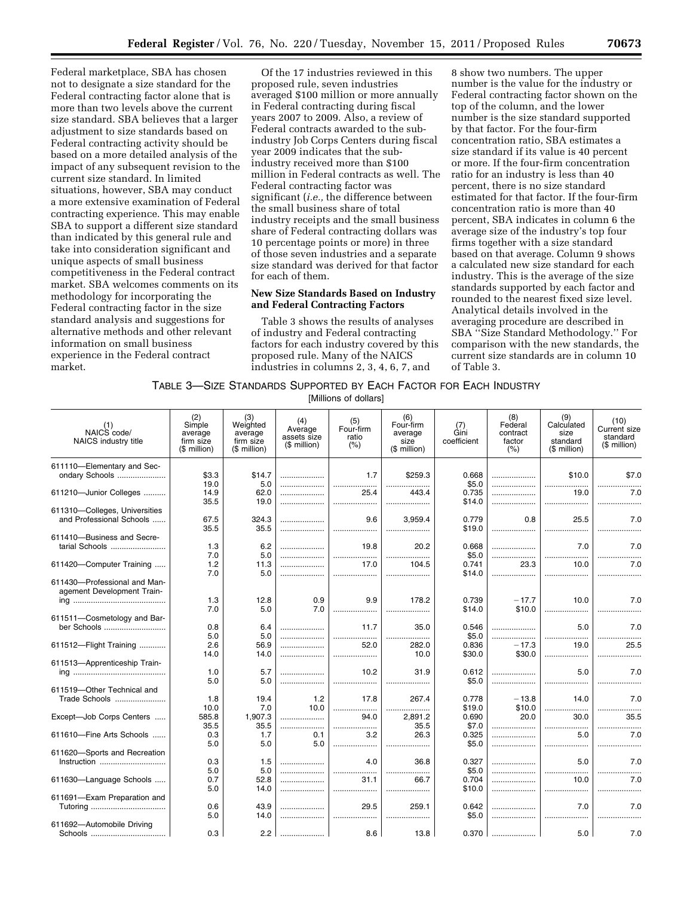Federal marketplace, SBA has chosen not to designate a size standard for the Federal contracting factor alone that is more than two levels above the current size standard. SBA believes that a larger adjustment to size standards based on Federal contracting activity should be based on a more detailed analysis of the impact of any subsequent revision to the current size standard. In limited situations, however, SBA may conduct a more extensive examination of Federal contracting experience. This may enable SBA to support a different size standard than indicated by this general rule and take into consideration significant and unique aspects of small business competitiveness in the Federal contract market. SBA welcomes comments on its methodology for incorporating the Federal contracting factor in the size standard analysis and suggestions for alternative methods and other relevant information on small business experience in the Federal contract market.

Of the 17 industries reviewed in this proposed rule, seven industries averaged $100 million or more annually in Federal contracting during fiscal years 2007 to 2009. Also, a review of Federal contracts awarded to the sub-industry Job Corps Centers during fiscal year 2009 indicates that the sub-industry received more than $100 million in Federal contracts as well. The Federal contracting factor was significant (*i.e.,* the difference between the small business share of total industry receipts and the small business share of Federal contracting dollars was 10 percentage points or more) in three of those seven industries and a separate size standard was derived for that factor for each of them.

## New Size Standards Based on Industry and Federal Contracting Factors

Table 3 shows the results of analyses of industry and Federal contracting factors for each industry covered by this proposed rule. Many of the NAICS industries in columns 2, 3, 4, 6, 7, and 8 show two numbers. The upper number is the value for the industry or Federal contracting factor shown on the top of the column, and the lower number is the size standard supported by that factor. For the four-firm concentration ratio, SBA estimates a size standard if its value is 40 percent or more. If the four-firm concentration ratio for an industry is less than 40 percent, there is no size standard estimated for that factor. If the four-firm concentration ratio is more than 40 percent, SBA indicates in column 6 the average size of the industry's top four firms together with a size standard based on that average. Column 9 shows a calculated new size standard for each industry. This is the average of the size standards supported by each factor and rounded to the nearest fixed size level. Analytical details involved in the averaging procedure are described in SBA "Size Standard Methodology." For comparison with the new standards, the current size standards are in column 10 of Table 3.

TABLE 3—SIZE STANDARDS SUPPORTED BY EACH FACTOR FOR EACH INDUSTRY

[Millions of dollars]

| (1) NAICS code/ NAICS industry title | (2) Simple average firm size ($ million) | (3) Weighted average firm size ($ million) | (4) Average assets size ($ million) | (5) Four-firm ratio (%) | (6) Four-firm average size ($ million) | (7) Gini coefficient | (8) Federal contract factor (%) | (9) Calculated size standard ($ million) | (10) Current size standard ($ million) |
|---|---|---|---|---|---|---|---|---|---|
| 611110—Elementary and Secondary Schools | $3.3 | $14.7 | | 1.7 | $259.3 | 0.668 | | $10.0 | $7.0 |
| | 19.0 | 5.0 | | | | $5.0 | | | |
| 611210—Junior Colleges | 14.9 | 62.0 | | 25.4 | 443.4 | 0.735 | | 19.0 | 7.0 |
| | 35.5 | 19.0 | | | | $14.0 | | | |
| 611310—Colleges, Universities and Professional Schools | 67.5 | 324.3 | | 9.6 | 3,959.4 | 0.779 | 0.8 | 25.5 | 7.0 |
| | 35.5 | 35.5 | | | | $19.0 | | | |
| 611410—Business and Secretarial Schools | 1.3 | 6.2 | | 19.8 | 20.2 | 0.668 | | 7.0 | 7.0 |
| | 7.0 | 5.0 | | | | $5.0 | | | |
| 611420—Computer Training | 1.2 | 11.3 | | 17.0 | 104.5 | 0.741 | 23.3 | 10.0 | 7.0 |
| | 7.0 | 5.0 | | | | $14.0 | | | |
| 611430—Professional and Management Development Training | 1.3 | 12.8 | 0.9 | 9.9 | 178.2 | 0.739 | −17.7 | 10.0 | 7.0 |
| | 7.0 | 5.0 | 7.0 | | | $14.0 | $10.0 | | |
| 611511—Cosmetology and Barber Schools | 0.8 | 6.4 | | 11.7 | 35.0 | 0.546 | | 5.0 | 7.0 |
| | 5.0 | 5.0 | | | | $5.0 | | | |
| 611512—Flight Training | 2.6 | 56.9 | | 52.0 | 282.0 | 0.836 | −17.3 | 19.0 | 25.5 |
| | 14.0 | 14.0 | | | 10.0 | $30.0 | $30.0 | | |
| 611513—Apprenticeship Training | 1.0 | 5.7 | | 10.2 | 31.9 | 0.612 | | 5.0 | 7.0 |
| | 5.0 | 5.0 | | | | $5.0 | | | |
| 611519—Other Technical and Trade Schools | 1.8 | 19.4 | 1.2 | 17.8 | 267.4 | 0.778 | −13.8 | 14.0 | 7.0 |
| | 10.0 | 7.0 | 10.0 | | | $19.0 | $10.0 | | |
| Except—Job Corps Centers | 585.8 | 1,907.3 | | 94.0 | 2,891.2 | 0.690 | 20.0 | 30.0 | 35.5 |
| | 35.5 | 35.5 | | | 35.5 | $7.0 | | | |
| 611610—Fine Arts Schools | 0.3 | 1.7 | 0.1 | 3.2 | 26.3 | 0.325 | | 5.0 | 7.0 |
| | 5.0 | 5.0 | 5.0 | | | $5.0 | | | |
| 611620—Sports and Recreation Instruction | 0.3 | 1.5 | | 4.0 | 36.8 | 0.327 | | 5.0 | 7.0 |
| | 5.0 | 5.0 | | | | $5.0 | | | |
| 611630—Language Schools | 0.7 | 52.8 | | 31.1 | 66.7 | 0.704 | | 10.0 | 7.0 |
| | 5.0 | 14.0 | | | | $10.0 | | | |
| 611691—Exam Preparation and Tutoring | 0.6 | 43.9 | | 29.5 | 259.1 | 0.642 | | 7.0 | 7.0 |
| | 5.0 | 14.0 | | | | $5.0 | | | |
| 611692—Automobile Driving Schools | 0.3 | 2.2 | | 8.6 | 13.8 | 0.370 | | 5.0 | 7.0 |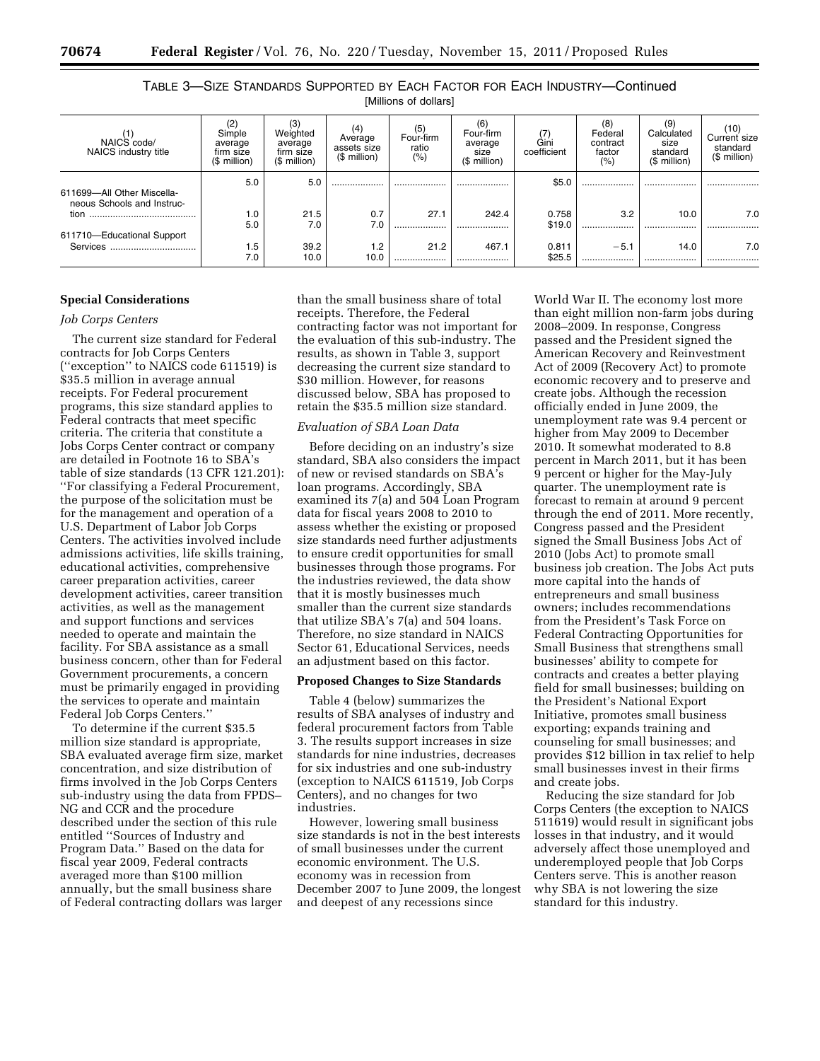TABLE 3—SIZE STANDARDS SUPPORTED BY EACH FACTOR FOR EACH INDUSTRY—Continued

[Millions of dollars]

| (1) NAICS code/ NAICS industry title | (2) Simple average firm size ($ million) | (3) Weighted average firm size ($ million) | (4) Average assets size ($ million) | (5) Four-firm ratio (%) | (6) Four-firm average size ($ million) | (7) Gini coefficient | (8) Federal contract factor (%) | (9) Calculated size standard ($ million) | (10) Current size standard ($ million) |
|---|---|---|---|---|---|---|---|---|---|
| | 5.0 | 5.0 | .................... | .................... | .................... | $5.0 | .................... | .................... | .................... |
| 611699—All Other Miscellaneous Schools and Instruction | 1.0 | 21.5 | 0.7 | 27.1 | 242.4 | 0.758 | 3.2 | 10.0 | 7.0 |
| | 5.0 | 7.0 | 7.0 | .................... | .................... | $19.0 | .................... | .................... | .................... |
| 611710—Educational Support Services | 1.5 | 39.2 | 1.2 | 21.2 | 467.1 | 0.811 | −5.1 | 14.0 | 7.0 |
| | 7.0 | 10.0 | 10.0 | .................... | .................... | $25.5 | .................... | .................... | .................... |

## Special Considerations

### *Job Corps Centers*

The current size standard for Federal contracts for Job Corps Centers (''exception'' to NAICS code 611519) is $35.5 million in average annual receipts. For Federal procurement programs, this size standard applies to Federal contracts that meet specific criteria. The criteria that constitute a Jobs Corps Center contract or company are detailed in Footnote 16 to SBA's table of size standards (13 CFR 121.201): ''For classifying a Federal Procurement, the purpose of the solicitation must be for the management and operation of a U.S. Department of Labor Job Corps Centers. The activities involved include admissions activities, life skills training, educational activities, comprehensive career preparation activities, career development activities, career transition activities, as well as the management and support functions and services needed to operate and maintain the facility. For SBA assistance as a small business concern, other than for Federal Government procurements, a concern must be primarily engaged in providing the services to operate and maintain Federal Job Corps Centers.''

To determine if the current $35.5 million size standard is appropriate, SBA evaluated average firm size, market concentration, and size distribution of firms involved in the Job Corps Centers sub-industry using the data from FPDS–NG and CCR and the procedure described under the section of this rule entitled ''Sources of Industry and Program Data.'' Based on the data for fiscal year 2009, Federal contracts averaged more than $100 million annually, but the small business share of Federal contracting dollars was larger than the small business share of total receipts. Therefore, the Federal contracting factor was not important for the evaluation of this sub-industry. The results, as shown in Table 3, support decreasing the current size standard to $30 million. However, for reasons discussed below, SBA has proposed to retain the $35.5 million size standard.

### *Evaluation of SBA Loan Data*

Before deciding on an industry's size standard, SBA also considers the impact of new or revised standards on SBA's loan programs. Accordingly, SBA examined its 7(a) and 504 Loan Program data for fiscal years 2008 to 2010 to assess whether the existing or proposed size standards need further adjustments to ensure credit opportunities for small businesses through those programs. For the industries reviewed, the data show that it is mostly businesses much smaller than the current size standards that utilize SBA's 7(a) and 504 loans. Therefore, no size standard in NAICS Sector 61, Educational Services, needs an adjustment based on this factor.

## Proposed Changes to Size Standards

Table 4 (below) summarizes the results of SBA analyses of industry and federal procurement factors from Table 3. The results support increases in size standards for nine industries, decreases for six industries and one sub-industry (exception to NAICS 611519, Job Corps Centers), and no changes for two industries.

However, lowering small business size standards is not in the best interests of small businesses under the current economic environment. The U.S. economy was in recession from December 2007 to June 2009, the longest and deepest of any recessions since World War II. The economy lost more than eight million non-farm jobs during 2008–2009. In response, Congress passed and the President signed the American Recovery and Reinvestment Act of 2009 (Recovery Act) to promote economic recovery and to preserve and create jobs. Although the recession officially ended in June 2009, the unemployment rate was 9.4 percent or higher from May 2009 to December 2010. It somewhat moderated to 8.8 percent in March 2011, but it has been 9 percent or higher for the May-July quarter. The unemployment rate is forecast to remain at around 9 percent through the end of 2011. More recently, Congress passed and the President signed the Small Business Jobs Act of 2010 (Jobs Act) to promote small business job creation. The Jobs Act puts more capital into the hands of entrepreneurs and small business owners; includes recommendations from the President's Task Force on Federal Contracting Opportunities for Small Business that strengthens small businesses' ability to compete for contracts and creates a better playing field for small businesses; building on the President's National Export Initiative, promotes small business exporting; expands training and counseling for small businesses; and provides $12 billion in tax relief to help small businesses invest in their firms and create jobs.

Reducing the size standard for Job Corps Centers (the exception to NAICS 511619) would result in significant jobs losses in that industry, and it would adversely affect those unemployed and underemployed people that Job Corps Centers serve. This is another reason why SBA is not lowering the size standard for this industry.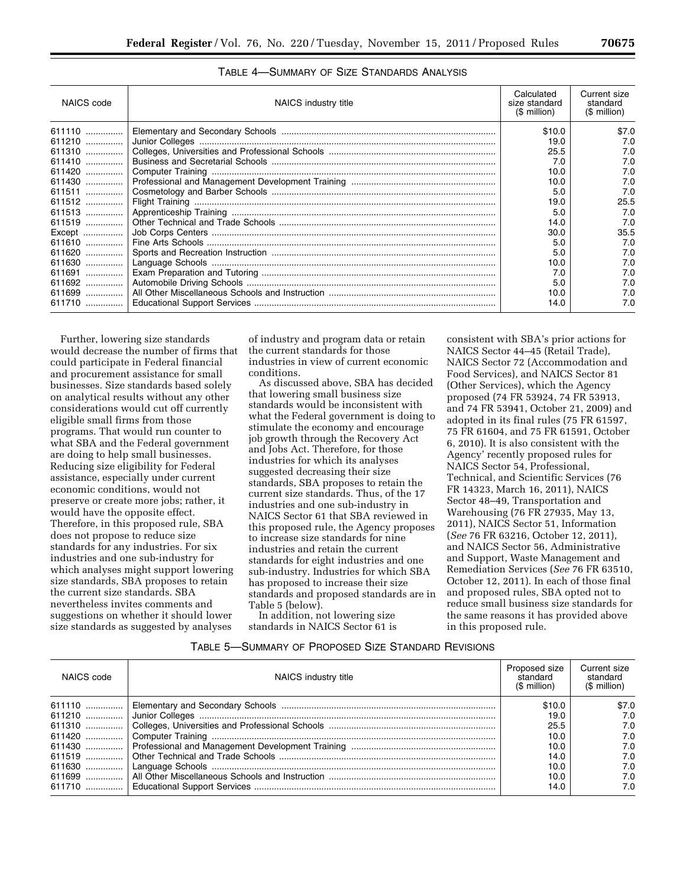TABLE 4—SUMMARY OF SIZE STANDARDS ANALYSIS

| NAICS code | NAICS industry title | Calculated size standard ($ million) | Current size standard ($ million) |
|---|---|---|---|
| 611110 | Elementary and Secondary Schools | $10.0 | $7.0 |
| 611210 | Junior Colleges | 19.0 | 7.0 |
| 611310 | Colleges, Universities and Professional Schools | 25.5 | 7.0 |
| 611410 | Business and Secretarial Schools | 7.0 | 7.0 |
| 611420 | Computer Training | 10.0 | 7.0 |
| 611430 | Professional and Management Development Training | 10.0 | 7.0 |
| 611511 | Cosmetology and Barber Schools | 5.0 | 7.0 |
| 611512 | Flight Training | 19.0 | 25.5 |
| 611513 | Apprenticeship Training | 5.0 | 7.0 |
| 611519 | Other Technical and Trade Schools | 14.0 | 7.0 |
| Except | Job Corps Centers | 30.0 | 35.5 |
| 611610 | Fine Arts Schools | 5.0 | 7.0 |
| 611620 | Sports and Recreation Instruction | 5.0 | 7.0 |
| 611630 | Language Schools | 10.0 | 7.0 |
| 611691 | Exam Preparation and Tutoring | 7.0 | 7.0 |
| 611692 | Automobile Driving Schools | 5.0 | 7.0 |
| 611699 | All Other Miscellaneous Schools and Instruction | 10.0 | 7.0 |
| 611710 | Educational Support Services | 14.0 | 7.0 |

Further, lowering size standards would decrease the number of firms that could participate in Federal financial and procurement assistance for small businesses. Size standards based solely on analytical results without any other considerations would cut off currently eligible small firms from those programs. That would run counter to what SBA and the Federal government are doing to help small businesses. Reducing size eligibility for Federal assistance, especially under current economic conditions, would not preserve or create more jobs; rather, it would have the opposite effect. Therefore, in this proposed rule, SBA does not propose to reduce size standards for any industries. For six industries and one sub-industry for which analyses might support lowering size standards, SBA proposes to retain the current size standards. SBA nevertheless invites comments and suggestions on whether it should lower size standards as suggested by analyses of industry and program data or retain the current standards for those industries in view of current economic conditions.

As discussed above, SBA has decided that lowering small business size standards would be inconsistent with what the Federal government is doing to stimulate the economy and encourage job growth through the Recovery Act and Jobs Act. Therefore, for those industries for which its analyses suggested decreasing their size standards, SBA proposes to retain the current size standards. Thus, of the 17 industries and one sub-industry in NAICS Sector 61 that SBA reviewed in this proposed rule, the Agency proposes to increase size standards for nine industries and retain the current standards for eight industries and one sub-industry. Industries for which SBA has proposed to increase their size standards and proposed standards are in Table 5 (below).

In addition, not lowering size standards in NAICS Sector 61 is consistent with SBA's prior actions for NAICS Sector 44–45 (Retail Trade), NAICS Sector 72 (Accommodation and Food Services), and NAICS Sector 81 (Other Services), which the Agency proposed (74 FR 53924, 74 FR 53913, and 74 FR 53941, October 21, 2009) and adopted in its final rules (75 FR 61597, 75 FR 61604, and 75 FR 61591, October 6, 2010). It is also consistent with the Agency' recently proposed rules for NAICS Sector 54, Professional, Technical, and Scientific Services (76 FR 14323, March 16, 2011), NAICS Sector 48–49, Transportation and Warehousing (76 FR 27935, May 13, 2011), NAICS Sector 51, Information (*See* 76 FR 63216, October 12, 2011), and NAICS Sector 56, Administrative and Support, Waste Management and Remediation Services (*See* 76 FR 63510, October 12, 2011). In each of those final and proposed rules, SBA opted not to reduce small business size standards for the same reasons it has provided above in this proposed rule.

TABLE 5—SUMMARY OF PROPOSED SIZE STANDARD REVISIONS

| NAICS code | NAICS industry title | Proposed size standard ($ million) | Current size standard ($ million) |
|---|---|---|---|
| 611110 | Elementary and Secondary Schools | $10.0 | $7.0 |
| 611210 | Junior Colleges | 19.0 | 7.0 |
| 611310 | Colleges, Universities and Professional Schools | 25.5 | 7.0 |
| 611420 | Computer Training | 10.0 | 7.0 |
| 611430 | Professional and Management Development Training | 10.0 | 7.0 |
| 611519 | Other Technical and Trade Schools | 14.0 | 7.0 |
| 611630 | Language Schools | 10.0 | 7.0 |
| 611699 | All Other Miscellaneous Schools and Instruction | 10.0 | 7.0 |
| 611710 | Educational Support Services | 14.0 | 7.0 |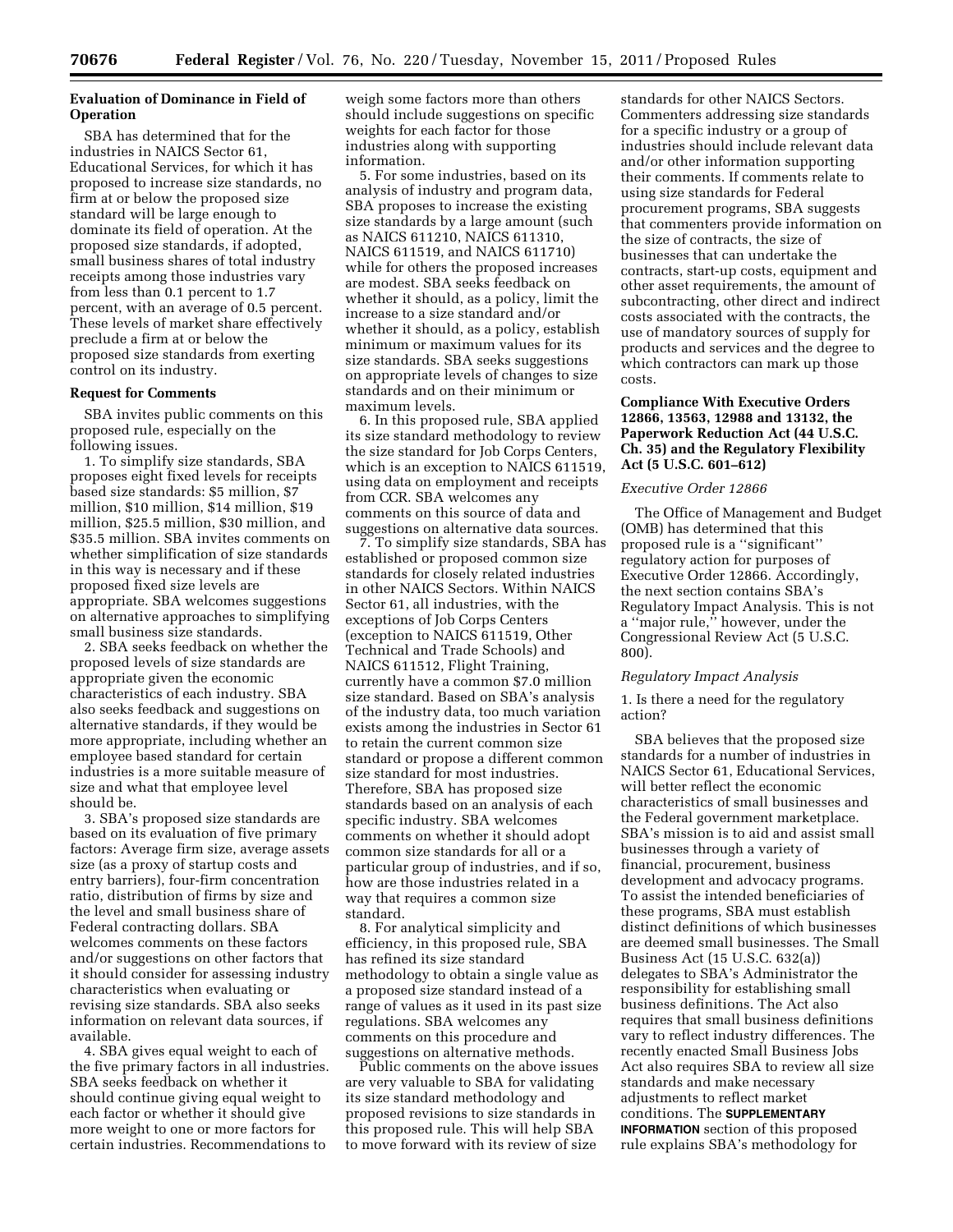**Evaluation of Dominance in Field of Operation**

SBA has determined that for the industries in NAICS Sector 61, Educational Services, for which it has proposed to increase size standards, no firm at or below the proposed size standard will be large enough to dominate its field of operation. At the proposed size standards, if adopted, small business shares of total industry receipts among those industries vary from less than 0.1 percent to 1.7 percent, with an average of 0.5 percent. These levels of market share effectively preclude a firm at or below the proposed size standards from exerting control on its industry.

**Request for Comments**

SBA invites public comments on this proposed rule, especially on the following issues.

1. To simplify size standards, SBA proposes eight fixed levels for receipts based size standards: $5 million, $7 million, $10 million, $14 million, $19 million, $25.5 million, $30 million, and $35.5 million. SBA invites comments on whether simplification of size standards in this way is necessary and if these proposed fixed size levels are appropriate. SBA welcomes suggestions on alternative approaches to simplifying small business size standards.

2. SBA seeks feedback on whether the proposed levels of size standards are appropriate given the economic characteristics of each industry. SBA also seeks feedback and suggestions on alternative standards, if they would be more appropriate, including whether an employee based standard for certain industries is a more suitable measure of size and what that employee level should be.

3. SBA's proposed size standards are based on its evaluation of five primary factors: Average firm size, average assets size (as a proxy of startup costs and entry barriers), four-firm concentration ratio, distribution of firms by size and the level and small business share of Federal contracting dollars. SBA welcomes comments on these factors and/or suggestions on other factors that it should consider for assessing industry characteristics when evaluating or revising size standards. SBA also seeks information on relevant data sources, if available.

4. SBA gives equal weight to each of the five primary factors in all industries. SBA seeks feedback on whether it should continue giving equal weight to each factor or whether it should give more weight to one or more factors for certain industries. Recommendations to weigh some factors more than others should include suggestions on specific weights for each factor for those industries along with supporting information.

5. For some industries, based on its analysis of industry and program data, SBA proposes to increase the existing size standards by a large amount (such as NAICS 611210, NAICS 611310, NAICS 611519, and NAICS 611710) while for others the proposed increases are modest. SBA seeks feedback on whether it should, as a policy, limit the increase to a size standard and/or whether it should, as a policy, establish minimum or maximum values for its size standards. SBA seeks suggestions on appropriate levels of changes to size standards and on their minimum or maximum levels.

6. In this proposed rule, SBA applied its size standard methodology to review the size standard for Job Corps Centers, which is an exception to NAICS 611519, using data on employment and receipts from CCR. SBA welcomes any comments on this source of data and suggestions on alternative data sources.

7. To simplify size standards, SBA has established or proposed common size standards for closely related industries in other NAICS Sectors. Within NAICS Sector 61, all industries, with the exceptions of Job Corps Centers (exception to NAICS 611519, Other Technical and Trade Schools) and NAICS 611512, Flight Training, currently have a common $7.0 million size standard. Based on SBA's analysis of the industry data, too much variation exists among the industries in Sector 61 to retain the current common size standard or propose a different common size standard for most industries. Therefore, SBA has proposed size standards based on an analysis of each specific industry. SBA welcomes comments on whether it should adopt common size standards for all or a particular group of industries, and if so, how are those industries related in a way that requires a common size standard.

8. For analytical simplicity and efficiency, in this proposed rule, SBA has refined its size standard methodology to obtain a single value as a proposed size standard instead of a range of values as it used in its past size regulations. SBA welcomes any comments on this procedure and suggestions on alternative methods.

Public comments on the above issues are very valuable to SBA for validating its size standard methodology and proposed revisions to size standards in this proposed rule. This will help SBA to move forward with its review of size standards for other NAICS Sectors. Commenters addressing size standards for a specific industry or a group of industries should include relevant data and/or other information supporting their comments. If comments relate to using size standards for Federal procurement programs, SBA suggests that commenters provide information on the size of contracts, the size of businesses that can undertake the contracts, start-up costs, equipment and other asset requirements, the amount of subcontracting, other direct and indirect costs associated with the contracts, the use of mandatory sources of supply for products and services and the degree to which contractors can mark up those costs.

**Compliance With Executive Orders 12866, 13563, 12988 and 13132, the Paperwork Reduction Act (44 U.S.C. Ch. 35) and the Regulatory Flexibility Act (5 U.S.C. 601–612)**

*Executive Order 12866*

The Office of Management and Budget (OMB) has determined that this proposed rule is a ''significant'' regulatory action for purposes of Executive Order 12866. Accordingly, the next section contains SBA's Regulatory Impact Analysis. This is not a ''major rule,'' however, under the Congressional Review Act (5 U.S.C. 800).

*Regulatory Impact Analysis*

1. Is there a need for the regulatory action?

SBA believes that the proposed size standards for a number of industries in NAICS Sector 61, Educational Services, will better reflect the economic characteristics of small businesses and the Federal government marketplace. SBA's mission is to aid and assist small businesses through a variety of financial, procurement, business development and advocacy programs. To assist the intended beneficiaries of these programs, SBA must establish distinct definitions of which businesses are deemed small businesses. The Small Business Act (15 U.S.C. 632(a)) delegates to SBA's Administrator the responsibility for establishing small business definitions. The Act also requires that small business definitions vary to reflect industry differences. The recently enacted Small Business Jobs Act also requires SBA to review all size standards and make necessary adjustments to reflect market conditions. The **SUPPLEMENTARY INFORMATION** section of this proposed rule explains SBA's methodology for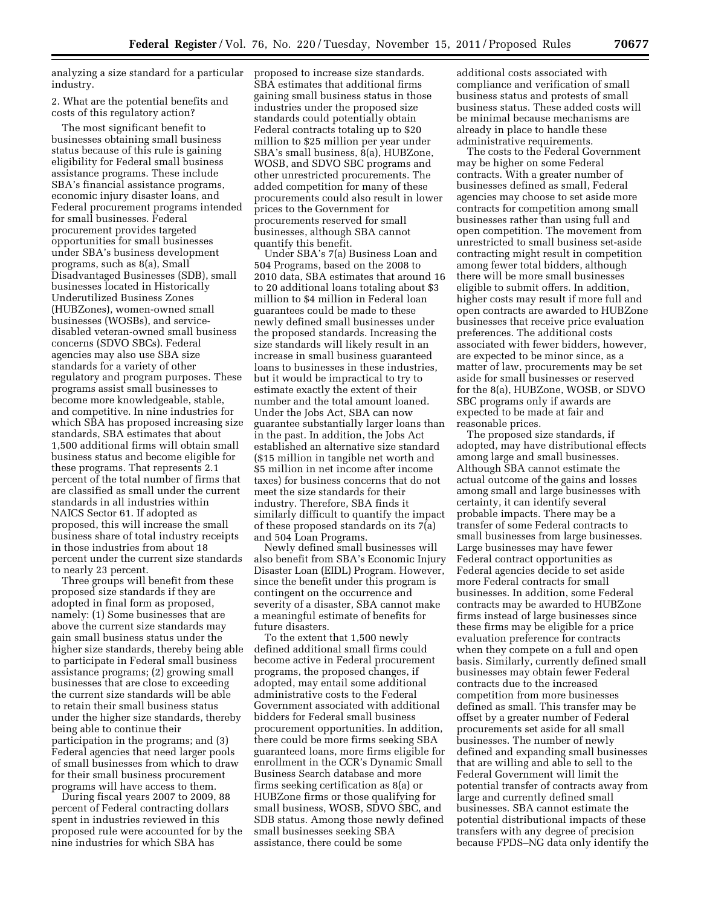analyzing a size standard for a particular industry.

2. What are the potential benefits and costs of this regulatory action?

The most significant benefit to businesses obtaining small business status because of this rule is gaining eligibility for Federal small business assistance programs. These include SBA's financial assistance programs, economic injury disaster loans, and Federal procurement programs intended for small businesses. Federal procurement provides targeted opportunities for small businesses under SBA's business development programs, such as 8(a), Small Disadvantaged Businesses (SDB), small businesses located in Historically Underutilized Business Zones (HUBZones), women-owned small businesses (WOSBs), and service-disabled veteran-owned small business concerns (SDVO SBCs). Federal agencies may also use SBA size standards for a variety of other regulatory and program purposes. These programs assist small businesses to become more knowledgeable, stable, and competitive. In nine industries for which SBA has proposed increasing size standards, SBA estimates that about 1,500 additional firms will obtain small business status and become eligible for these programs. That represents 2.1 percent of the total number of firms that are classified as small under the current standards in all industries within NAICS Sector 61. If adopted as proposed, this will increase the small business share of total industry receipts in those industries from about 18 percent under the current size standards to nearly 23 percent.

Three groups will benefit from these proposed size standards if they are adopted in final form as proposed, namely: (1) Some businesses that are above the current size standards may gain small business status under the higher size standards, thereby being able to participate in Federal small business assistance programs; (2) growing small businesses that are close to exceeding the current size standards will be able to retain their small business status under the higher size standards, thereby being able to continue their participation in the programs; and (3) Federal agencies that need larger pools of small businesses from which to draw for their small business procurement programs will have access to them.

During fiscal years 2007 to 2009, 88 percent of Federal contracting dollars spent in industries reviewed in this proposed rule were accounted for by the nine industries for which SBA has proposed to increase size standards. SBA estimates that additional firms gaining small business status in those industries under the proposed size standards could potentially obtain Federal contracts totaling up to $20 million to $25 million per year under SBA's small business, 8(a), HUBZone, WOSB, and SDVO SBC programs and other unrestricted procurements. The added competition for many of these procurements could also result in lower prices to the Government for procurements reserved for small businesses, although SBA cannot quantify this benefit.

Under SBA's 7(a) Business Loan and 504 Programs, based on the 2008 to 2010 data, SBA estimates that around 16 to 20 additional loans totaling about $3 million to $4 million in Federal loan guarantees could be made to these newly defined small businesses under the proposed standards. Increasing the size standards will likely result in an increase in small business guaranteed loans to businesses in these industries, but it would be impractical to try to estimate exactly the extent of their number and the total amount loaned. Under the Jobs Act, SBA can now guarantee substantially larger loans than in the past. In addition, the Jobs Act established an alternative size standard ($15 million in tangible net worth and $5 million in net income after income taxes) for business concerns that do not meet the size standards for their industry. Therefore, SBA finds it similarly difficult to quantify the impact of these proposed standards on its 7(a) and 504 Loan Programs.

Newly defined small businesses will also benefit from SBA's Economic Injury Disaster Loan (EIDL) Program. However, since the benefit under this program is contingent on the occurrence and severity of a disaster, SBA cannot make a meaningful estimate of benefits for future disasters.

To the extent that 1,500 newly defined additional small firms could become active in Federal procurement programs, the proposed changes, if adopted, may entail some additional administrative costs to the Federal Government associated with additional bidders for Federal small business procurement opportunities. In addition, there could be more firms seeking SBA guaranteed loans, more firms eligible for enrollment in the CCR's Dynamic Small Business Search database and more firms seeking certification as 8(a) or HUBZone firms or those qualifying for small business, WOSB, SDVO SBC, and SDB status. Among those newly defined small businesses seeking SBA assistance, there could be some additional costs associated with compliance and verification of small business status and protests of small business status. These added costs will be minimal because mechanisms are already in place to handle these administrative requirements.

The costs to the Federal Government may be higher on some Federal contracts. With a greater number of businesses defined as small, Federal agencies may choose to set aside more contracts for competition among small businesses rather than using full and open competition. The movement from unrestricted to small business set-aside contracting might result in competition among fewer total bidders, although there will be more small businesses eligible to submit offers. In addition, higher costs may result if more full and open contracts are awarded to HUBZone businesses that receive price evaluation preferences. The additional costs associated with fewer bidders, however, are expected to be minor since, as a matter of law, procurements may be set aside for small businesses or reserved for the 8(a), HUBZone, WOSB, or SDVO SBC programs only if awards are expected to be made at fair and reasonable prices.

The proposed size standards, if adopted, may have distributional effects among large and small businesses. Although SBA cannot estimate the actual outcome of the gains and losses among small and large businesses with certainty, it can identify several probable impacts. There may be a transfer of some Federal contracts to small businesses from large businesses. Large businesses may have fewer Federal contract opportunities as Federal agencies decide to set aside more Federal contracts for small businesses. In addition, some Federal contracts may be awarded to HUBZone firms instead of large businesses since these firms may be eligible for a price evaluation preference for contracts when they compete on a full and open basis. Similarly, currently defined small businesses may obtain fewer Federal contracts due to the increased competition from more businesses defined as small. This transfer may be offset by a greater number of Federal procurements set aside for all small businesses. The number of newly defined and expanding small businesses that are willing and able to sell to the Federal Government will limit the potential transfer of contracts away from large and currently defined small businesses. SBA cannot estimate the potential distributional impacts of these transfers with any degree of precision because FPDS–NG data only identify the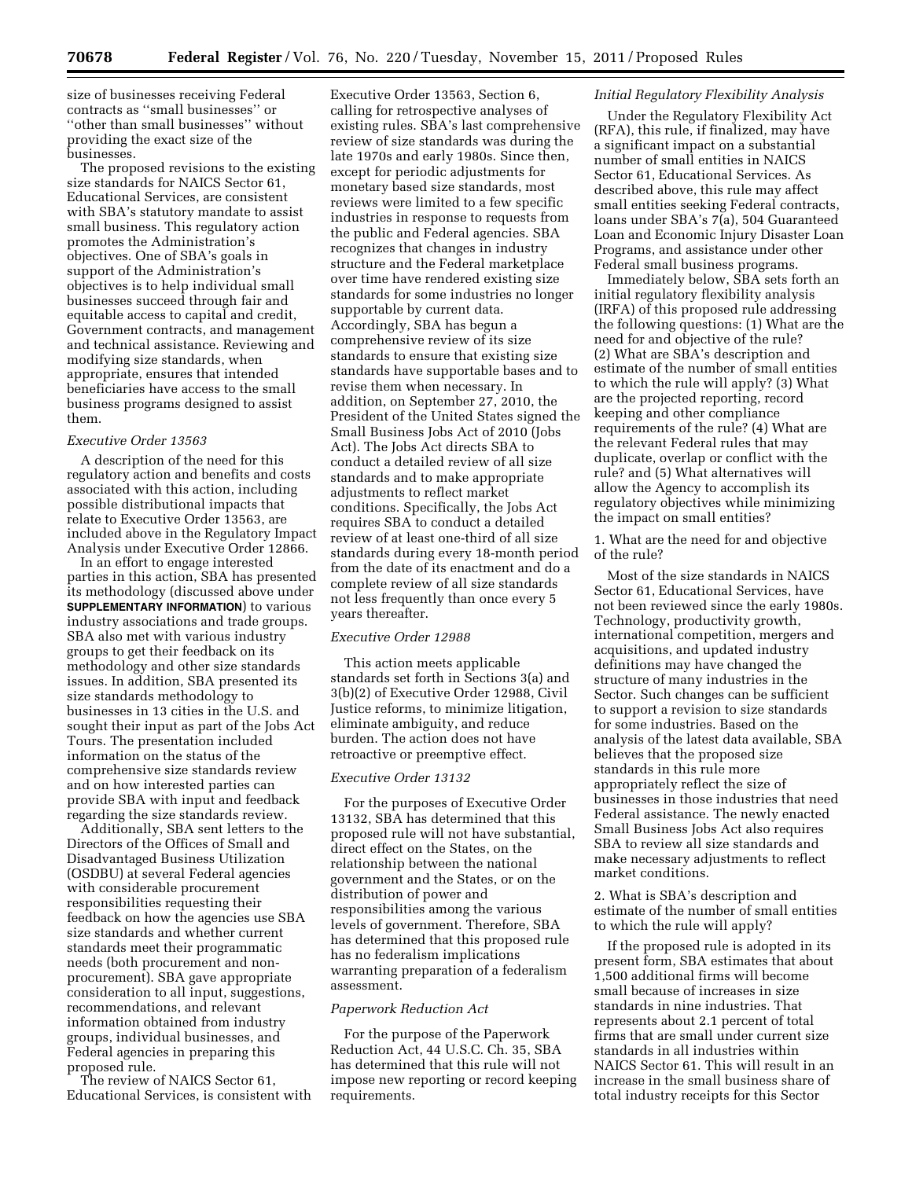size of businesses receiving Federal contracts as ''small businesses'' or ''other than small businesses'' without providing the exact size of the businesses.

The proposed revisions to the existing size standards for NAICS Sector 61, Educational Services, are consistent with SBA's statutory mandate to assist small business. This regulatory action promotes the Administration's objectives. One of SBA's goals in support of the Administration's objectives is to help individual small businesses succeed through fair and equitable access to capital and credit, Government contracts, and management and technical assistance. Reviewing and modifying size standards, when appropriate, ensures that intended beneficiaries have access to the small business programs designed to assist them.

*Executive Order 13563*

A description of the need for this regulatory action and benefits and costs associated with this action, including possible distributional impacts that relate to Executive Order 13563, are included above in the Regulatory Impact Analysis under Executive Order 12866.

In an effort to engage interested parties in this action, SBA has presented its methodology (discussed above under **SUPPLEMENTARY INFORMATION**) to various industry associations and trade groups. SBA also met with various industry groups to get their feedback on its methodology and other size standards issues. In addition, SBA presented its size standards methodology to businesses in 13 cities in the U.S. and sought their input as part of the Jobs Act Tours. The presentation included information on the status of the comprehensive size standards review and on how interested parties can provide SBA with input and feedback regarding the size standards review.

Additionally, SBA sent letters to the Directors of the Offices of Small and Disadvantaged Business Utilization (OSDBU) at several Federal agencies with considerable procurement responsibilities requesting their feedback on how the agencies use SBA size standards and whether current standards meet their programmatic needs (both procurement and non-procurement). SBA gave appropriate consideration to all input, suggestions, recommendations, and relevant information obtained from industry groups, individual businesses, and Federal agencies in preparing this proposed rule.

The review of NAICS Sector 61, Educational Services, is consistent with Executive Order 13563, Section 6, calling for retrospective analyses of existing rules. SBA's last comprehensive review of size standards was during the late 1970s and early 1980s. Since then, except for periodic adjustments for monetary based size standards, most reviews were limited to a few specific industries in response to requests from the public and Federal agencies. SBA recognizes that changes in industry structure and the Federal marketplace over time have rendered existing size standards for some industries no longer supportable by current data. Accordingly, SBA has begun a comprehensive review of its size standards to ensure that existing size standards have supportable bases and to revise them when necessary. In addition, on September 27, 2010, the President of the United States signed the Small Business Jobs Act of 2010 (Jobs Act). The Jobs Act directs SBA to conduct a detailed review of all size standards and to make appropriate adjustments to reflect market conditions. Specifically, the Jobs Act requires SBA to conduct a detailed review of at least one-third of all size standards during every 18-month period from the date of its enactment and do a complete review of all size standards not less frequently than once every 5 years thereafter.

*Executive Order 12988*

This action meets applicable standards set forth in Sections 3(a) and 3(b)(2) of Executive Order 12988, Civil Justice reforms, to minimize litigation, eliminate ambiguity, and reduce burden. The action does not have retroactive or preemptive effect.

*Executive Order 13132*

For the purposes of Executive Order 13132, SBA has determined that this proposed rule will not have substantial, direct effect on the States, on the relationship between the national government and the States, or on the distribution of power and responsibilities among the various levels of government. Therefore, SBA has determined that this proposed rule has no federalism implications warranting preparation of a federalism assessment.

*Paperwork Reduction Act*

For the purpose of the Paperwork Reduction Act, 44 U.S.C. Ch. 35, SBA has determined that this rule will not impose new reporting or record keeping requirements.

*Initial Regulatory Flexibility Analysis*

Under the Regulatory Flexibility Act (RFA), this rule, if finalized, may have a significant impact on a substantial number of small entities in NAICS Sector 61, Educational Services. As described above, this rule may affect small entities seeking Federal contracts, loans under SBA's 7(a), 504 Guaranteed Loan and Economic Injury Disaster Loan Programs, and assistance under other Federal small business programs.

Immediately below, SBA sets forth an initial regulatory flexibility analysis (IRFA) of this proposed rule addressing the following questions: (1) What are the need for and objective of the rule? (2) What are SBA's description and estimate of the number of small entities to which the rule will apply? (3) What are the projected reporting, record keeping and other compliance requirements of the rule? (4) What are the relevant Federal rules that may duplicate, overlap or conflict with the rule? and (5) What alternatives will allow the Agency to accomplish its regulatory objectives while minimizing the impact on small entities?

1. What are the need for and objective of the rule?

Most of the size standards in NAICS Sector 61, Educational Services, have not been reviewed since the early 1980s. Technology, productivity growth, international competition, mergers and acquisitions, and updated industry definitions may have changed the structure of many industries in the Sector. Such changes can be sufficient to support a revision to size standards for some industries. Based on the analysis of the latest data available, SBA believes that the proposed size standards in this rule more appropriately reflect the size of businesses in those industries that need Federal assistance. The newly enacted Small Business Jobs Act also requires SBA to review all size standards and make necessary adjustments to reflect market conditions.

2. What is SBA's description and estimate of the number of small entities to which the rule will apply?

If the proposed rule is adopted in its present form, SBA estimates that about 1,500 additional firms will become small because of increases in size standards in nine industries. That represents about 2.1 percent of total firms that are small under current size standards in all industries within NAICS Sector 61. This will result in an increase in the small business share of total industry receipts for this Sector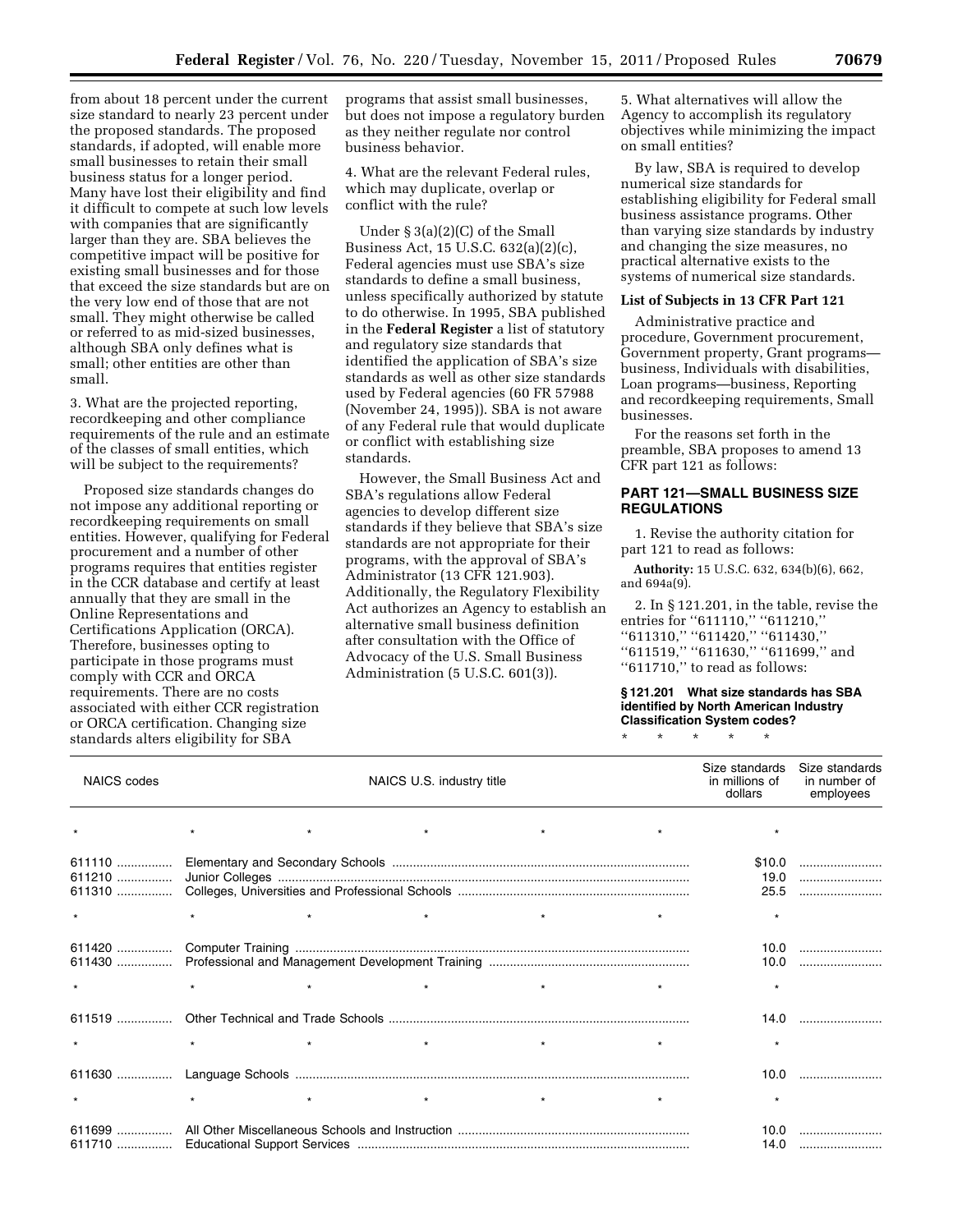from about 18 percent under the current size standard to nearly 23 percent under the proposed standards. The proposed standards, if adopted, will enable more small businesses to retain their small business status for a longer period. Many have lost their eligibility and find it difficult to compete at such low levels with companies that are significantly larger than they are. SBA believes the competitive impact will be positive for existing small businesses and for those that exceed the size standards but are on the very low end of those that are not small. They might otherwise be called or referred to as mid-sized businesses, although SBA only defines what is small; other entities are other than small.

3. What are the projected reporting, recordkeeping and other compliance requirements of the rule and an estimate of the classes of small entities, which will be subject to the requirements?

Proposed size standards changes do not impose any additional reporting or recordkeeping requirements on small entities. However, qualifying for Federal procurement and a number of other programs requires that entities register in the CCR database and certify at least annually that they are small in the Online Representations and Certifications Application (ORCA). Therefore, businesses opting to participate in those programs must comply with CCR and ORCA requirements. There are no costs associated with either CCR registration or ORCA certification. Changing size standards alters eligibility for SBA programs that assist small businesses, but does not impose a regulatory burden as they neither regulate nor control business behavior.

4. What are the relevant Federal rules, which may duplicate, overlap or conflict with the rule?

Under § 3(a)(2)(C) of the Small Business Act, 15 U.S.C. 632(a)(2)(c), Federal agencies must use SBA's size standards to define a small business, unless specifically authorized by statute to do otherwise. In 1995, SBA published in the **Federal Register** a list of statutory and regulatory size standards that identified the application of SBA's size standards as well as other size standards used by Federal agencies (60 FR 57988 (November 24, 1995)). SBA is not aware of any Federal rule that would duplicate or conflict with establishing size standards.

However, the Small Business Act and SBA's regulations allow Federal agencies to develop different size standards if they believe that SBA's size standards are not appropriate for their programs, with the approval of SBA's Administrator (13 CFR 121.903). Additionally, the Regulatory Flexibility Act authorizes an Agency to establish an alternative small business definition after consultation with the Office of Advocacy of the U.S. Small Business Administration (5 U.S.C. 601(3)).

5. What alternatives will allow the Agency to accomplish its regulatory objectives while minimizing the impact on small entities?

By law, SBA is required to develop numerical size standards for establishing eligibility for Federal small business assistance programs. Other than varying size standards by industry and changing the size measures, no practical alternative exists to the systems of numerical size standards.

**List of Subjects in 13 CFR Part 121**

Administrative practice and procedure, Government procurement, Government property, Grant programs—business, Individuals with disabilities, Loan programs—business, Reporting and recordkeeping requirements, Small businesses.

For the reasons set forth in the preamble, SBA proposes to amend 13 CFR part 121 as follows:

## PART 121—SMALL BUSINESS SIZE REGULATIONS

1. Revise the authority citation for part 121 to read as follows:

**Authority:** 15 U.S.C. 632, 634(b)(6), 662, and 694a(9).

2. In § 121.201, in the table, revise the entries for ''611110,'' ''611210,'' ''611310,'' ''611420,'' ''611430,'' ''611519,'' ''611630,'' ''611699,'' and ''611710,'' to read as follows:

**§ 121.201 What size standards has SBA identified by North American Industry Classification System codes?**

\* \* \* \* \*

| NAICS codes | NAICS U.S. industry title | Size standards in millions of dollars | Size standards in number of employees |
|---|---|---|---|
| * | * * * * * | * | |
| 611110 | Elementary and Secondary Schools | $10.0 | |
| 611210 | Junior Colleges | 19.0 | |
| 611310 | Colleges, Universities and Professional Schools | 25.5 | |
| * | * * * * * | * | |
| 611420 | Computer Training | 10.0 | |
| 611430 | Professional and Management Development Training | 10.0 | |
| * | * * * * * | * | |
| 611519 | Other Technical and Trade Schools | 14.0 | |
| * | * * * * * | * | |
| 611630 | Language Schools | 10.0 | |
| * | * * * * * | * | |
| 611699 | All Other Miscellaneous Schools and Instruction | 10.0 | |
| 611710 | Educational Support Services | 14.0 | |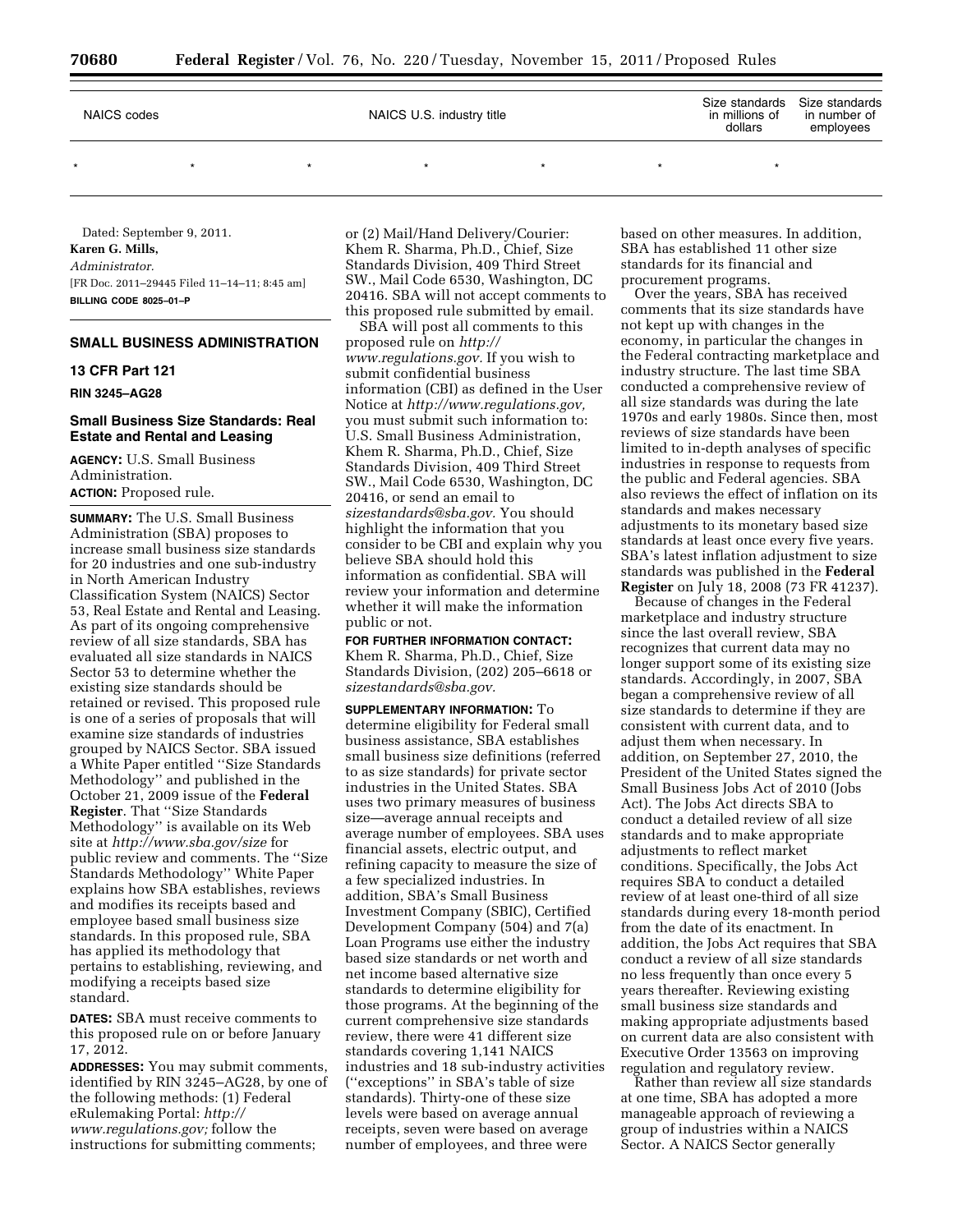| NAICS codes | NAICS U.S. industry title | Size standards in millions of dollars | Size standards in number of employees |
|---|---|---|---|
| * * * | * | * * | * |

Dated: September 9, 2011.

**Karen G. Mills,**

*Administrator.*

[FR Doc. 2011–29445 Filed 11–14–11; 8:45 am]

**BILLING CODE 8025–01–P**

## SMALL BUSINESS ADMINISTRATION

### 13 CFR Part 121

**RIN 3245–AG28**

### Small Business Size Standards: Real Estate and Rental and Leasing

**AGENCY:** U.S. Small Business Administration.

**ACTION:** Proposed rule.

**SUMMARY:** The U.S. Small Business Administration (SBA) proposes to increase small business size standards for 20 industries and one sub-industry in North American Industry Classification System (NAICS) Sector 53, Real Estate and Rental and Leasing. As part of its ongoing comprehensive review of all size standards, SBA has evaluated all size standards in NAICS Sector 53 to determine whether the existing size standards should be retained or revised. This proposed rule is one of a series of proposals that will examine size standards of industries grouped by NAICS Sector. SBA issued a White Paper entitled ''Size Standards Methodology'' and published in the October 21, 2009 issue of the **Federal Register**. That ''Size Standards Methodology'' is available on its Web site at *http://www.sba.gov/size* for public review and comments. The ''Size Standards Methodology'' White Paper explains how SBA establishes, reviews and modifies its receipts based and employee based small business size standards. In this proposed rule, SBA has applied its methodology that pertains to establishing, reviewing, and modifying a receipts based size standard.

**DATES:** SBA must receive comments to this proposed rule on or before January 17, 2012.

**ADDRESSES:** You may submit comments, identified by RIN 3245–AG28, by one of the following methods: (1) Federal eRulemaking Portal: *http://www.regulations.gov;* follow the instructions for submitting comments; or (2) Mail/Hand Delivery/Courier: Khem R. Sharma, Ph.D., Chief, Size Standards Division, 409 Third Street SW., Mail Code 6530, Washington, DC 20416. SBA will not accept comments to this proposed rule submitted by email.

SBA will post all comments to this proposed rule on *http://www.regulations.gov.* If you wish to submit confidential business information (CBI) as defined in the User Notice at *http://www.regulations.gov,* you must submit such information to: U.S. Small Business Administration, Khem R. Sharma, Ph.D., Chief, Size Standards Division, 409 Third Street SW., Mail Code 6530, Washington, DC 20416, or send an email to *sizestandards@sba.gov.* You should highlight the information that you consider to be CBI and explain why you believe SBA should hold this information as confidential. SBA will review your information and determine whether it will make the information public or not.

**FOR FURTHER INFORMATION CONTACT:** Khem R. Sharma, Ph.D., Chief, Size Standards Division, (202) 205–6618 or *sizestandards@sba.gov.*

**SUPPLEMENTARY INFORMATION:** To determine eligibility for Federal small business assistance, SBA establishes small business size definitions (referred to as size standards) for private sector industries in the United States. SBA uses two primary measures of business size—average annual receipts and average number of employees. SBA uses financial assets, electric output, and refining capacity to measure the size of a few specialized industries. In addition, SBA's Small Business Investment Company (SBIC), Certified Development Company (504) and 7(a) Loan Programs use either the industry based size standards or net worth and net income based alternative size standards to determine eligibility for those programs. At the beginning of the current comprehensive size standards review, there were 41 different size standards covering 1,141 NAICS industries and 18 sub-industry activities (''exceptions'' in SBA's table of size standards). Thirty-one of these size levels were based on average annual receipts, seven were based on average number of employees, and three were based on other measures. In addition, SBA has established 11 other size standards for its financial and procurement programs.

Over the years, SBA has received comments that its size standards have not kept up with changes in the economy, in particular the changes in the Federal contracting marketplace and industry structure. The last time SBA conducted a comprehensive review of all size standards was during the late 1970s and early 1980s. Since then, most reviews of size standards have been limited to in-depth analyses of specific industries in response to requests from the public and Federal agencies. SBA also reviews the effect of inflation on its standards and makes necessary adjustments to its monetary based size standards at least once every five years. SBA's latest inflation adjustment to size standards was published in the **Federal Register** on July 18, 2008 (73 FR 41237).

Because of changes in the Federal marketplace and industry structure since the last overall review, SBA recognizes that current data may no longer support some of its existing size standards. Accordingly, in 2007, SBA began a comprehensive review of all size standards to determine if they are consistent with current data, and to adjust them when necessary. In addition, on September 27, 2010, the President of the United States signed the Small Business Jobs Act of 2010 (Jobs Act). The Jobs Act directs SBA to conduct a detailed review of all size standards and to make appropriate adjustments to reflect market conditions. Specifically, the Jobs Act requires SBA to conduct a detailed review of at least one-third of all size standards during every 18-month period from the date of its enactment. In addition, the Jobs Act requires that SBA conduct a review of all size standards no less frequently than once every 5 years thereafter. Reviewing existing small business size standards and making appropriate adjustments based on current data are also consistent with Executive Order 13563 on improving regulation and regulatory review.

Rather than review all size standards at one time, SBA has adopted a more manageable approach of reviewing a group of industries within a NAICS Sector. A NAICS Sector generally